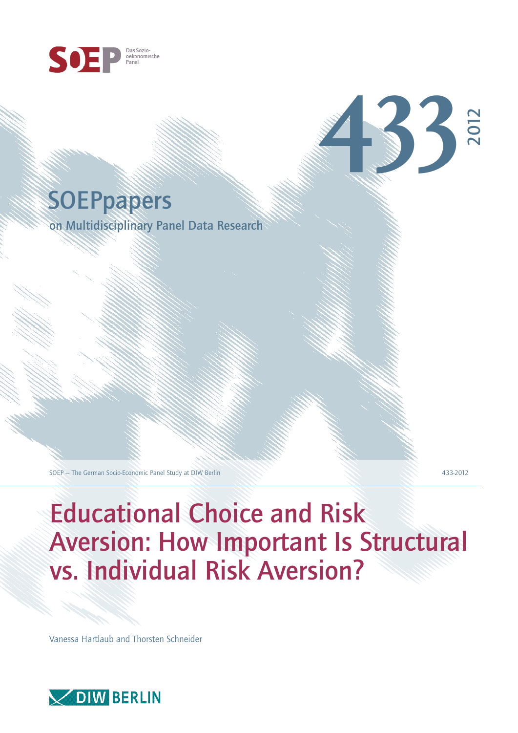SOEP Das Sozio-oekonomische Panel

# 433

2012

## SOEPpapers

on Multidisciplinary Panel Data Research

SOEP — The German Socio-Economic Panel Study at DIW Berlin

433-2012

# Educational Choice and Risk Aversion: How Important Is Structural vs. Individual Risk Aversion?

Vanessa Hartlaub and Thorsten Schneider

DIW BERLIN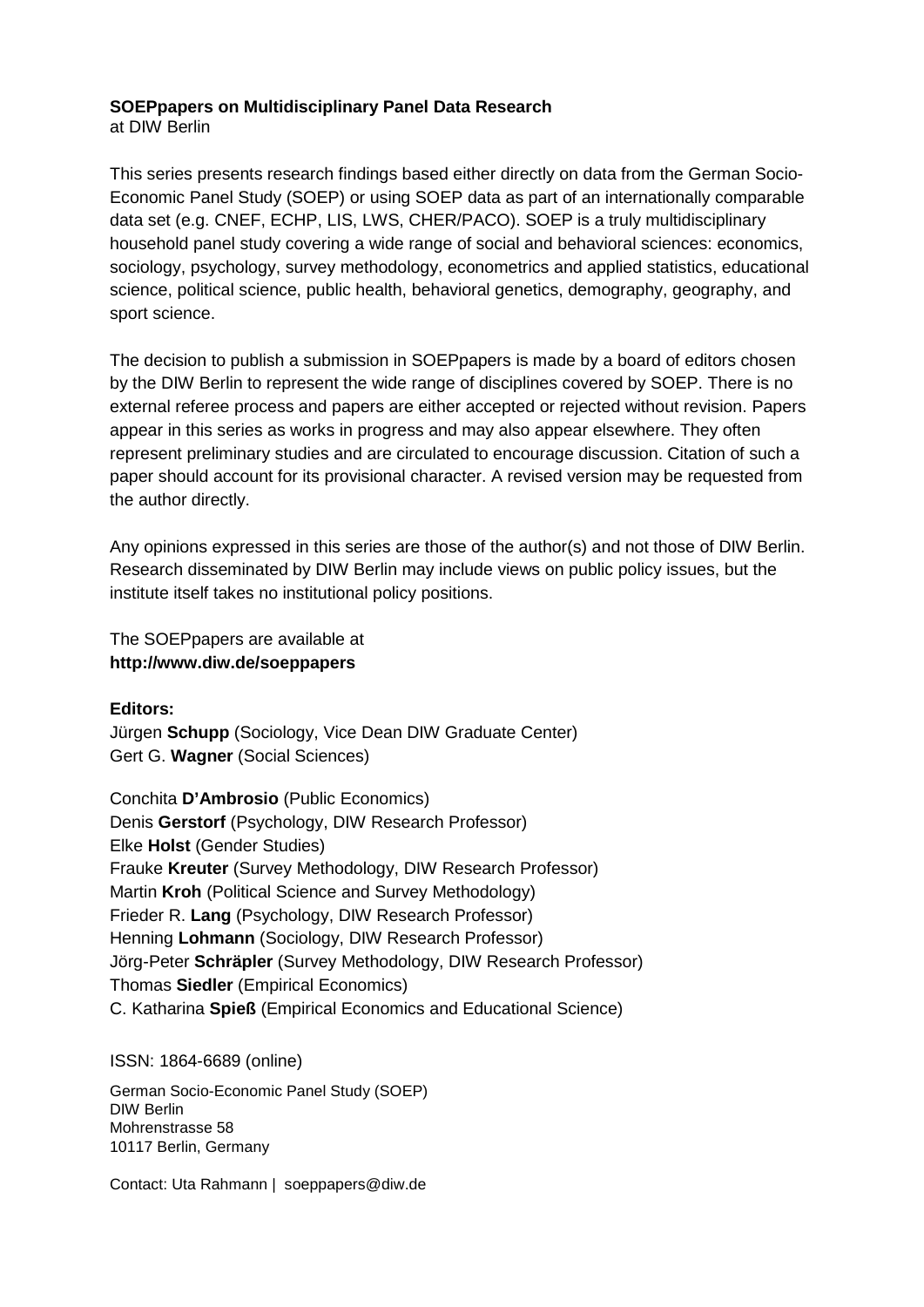**SOEPpapers on Multidisciplinary Panel Data Research**
at DIW Berlin

This series presents research findings based either directly on data from the German Socio-Economic Panel Study (SOEP) or using SOEP data as part of an internationally comparable data set (e.g. CNEF, ECHP, LIS, LWS, CHER/PACO). SOEP is a truly multidisciplinary household panel study covering a wide range of social and behavioral sciences: economics, sociology, psychology, survey methodology, econometrics and applied statistics, educational science, political science, public health, behavioral genetics, demography, geography, and sport science.

The decision to publish a submission in SOEPpapers is made by a board of editors chosen by the DIW Berlin to represent the wide range of disciplines covered by SOEP. There is no external referee process and papers are either accepted or rejected without revision. Papers appear in this series as works in progress and may also appear elsewhere. They often represent preliminary studies and are circulated to encourage discussion. Citation of such a paper should account for its provisional character. A revised version may be requested from the author directly.

Any opinions expressed in this series are those of the author(s) and not those of DIW Berlin. Research disseminated by DIW Berlin may include views on public policy issues, but the institute itself takes no institutional policy positions.

The SOEPpapers are available at
**http://www.diw.de/soeppapers**

**Editors:**
Jürgen **Schupp** (Sociology, Vice Dean DIW Graduate Center)
Gert G. **Wagner** (Social Sciences)

Conchita **D'Ambrosio** (Public Economics)
Denis **Gerstorf** (Psychology, DIW Research Professor)
Elke **Holst** (Gender Studies)
Frauke **Kreuter** (Survey Methodology, DIW Research Professor)
Martin **Kroh** (Political Science and Survey Methodology)
Frieder R. **Lang** (Psychology, DIW Research Professor)
Henning **Lohmann** (Sociology, DIW Research Professor)
Jörg-Peter **Schräpler** (Survey Methodology, DIW Research Professor)
Thomas **Siedler** (Empirical Economics)
C. Katharina **Spieß** (Empirical Economics and Educational Science)

ISSN: 1864-6689 (online)

German Socio-Economic Panel Study (SOEP)
DIW Berlin
Mohrenstrasse 58
10117 Berlin, Germany

Contact: Uta Rahmann | soeppapers@diw.de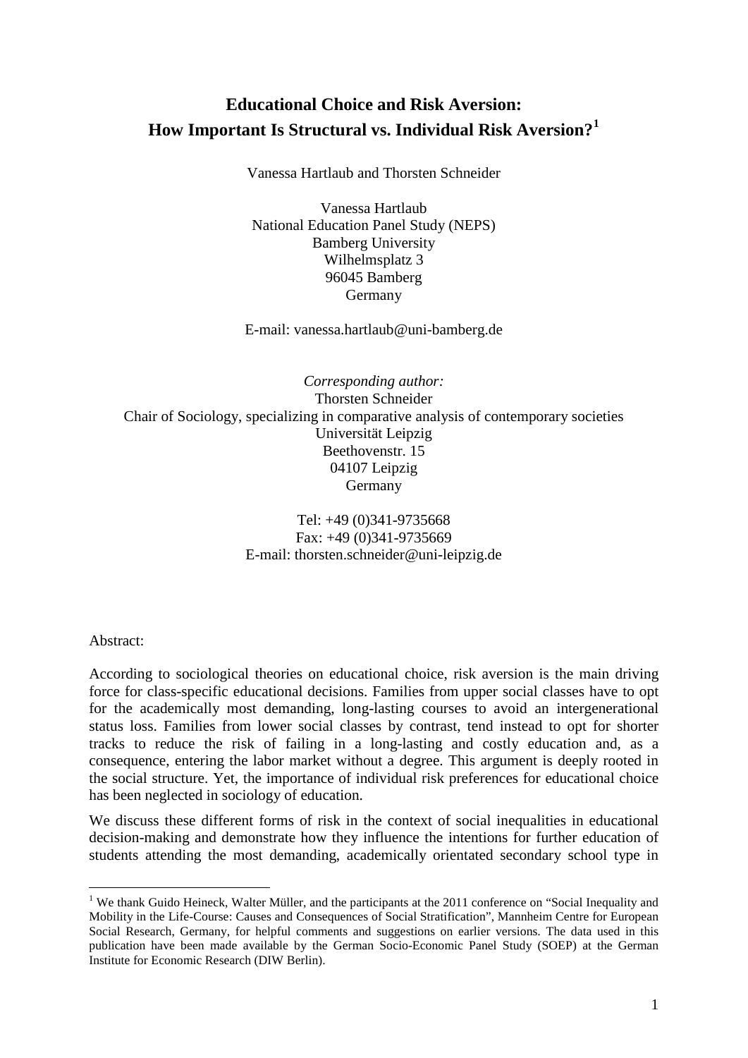# Educational Choice and Risk Aversion: How Important Is Structural vs. Individual Risk Aversion?[1]

Vanessa Hartlaub and Thorsten Schneider

Vanessa Hartlaub  
National Education Panel Study (NEPS)  
Bamberg University  
Wilhelmsplatz 3  
96045 Bamberg  
Germany

E-mail: vanessa.hartlaub@uni-bamberg.de

*Corresponding author:*  
Thorsten Schneider  
Chair of Sociology, specializing in comparative analysis of contemporary societies  
Universität Leipzig  
Beethovenstr. 15  
04107 Leipzig  
Germany

Tel: +49 (0)341-9735668  
Fax: +49 (0)341-9735669  
E-mail: thorsten.schneider@uni-leipzig.de

Abstract:

According to sociological theories on educational choice, risk aversion is the main driving force for class-specific educational decisions. Families from upper social classes have to opt for the academically most demanding, long-lasting courses to avoid an intergenerational status loss. Families from lower social classes by contrast, tend instead to opt for shorter tracks to reduce the risk of failing in a long-lasting and costly education and, as a consequence, entering the labor market without a degree. This argument is deeply rooted in the social structure. Yet, the importance of individual risk preferences for educational choice has been neglected in sociology of education.

We discuss these different forms of risk in the context of social inequalities in educational decision-making and demonstrate how they influence the intentions for further education of students attending the most demanding, academically orientated secondary school type in

[1] We thank Guido Heineck, Walter Müller, and the participants at the 2011 conference on "Social Inequality and Mobility in the Life-Course: Causes and Consequences of Social Stratification", Mannheim Centre for European Social Research, Germany, for helpful comments and suggestions on earlier versions. The data used in this publication have been made available by the German Socio-Economic Panel Study (SOEP) at the German Institute for Economic Research (DIW Berlin).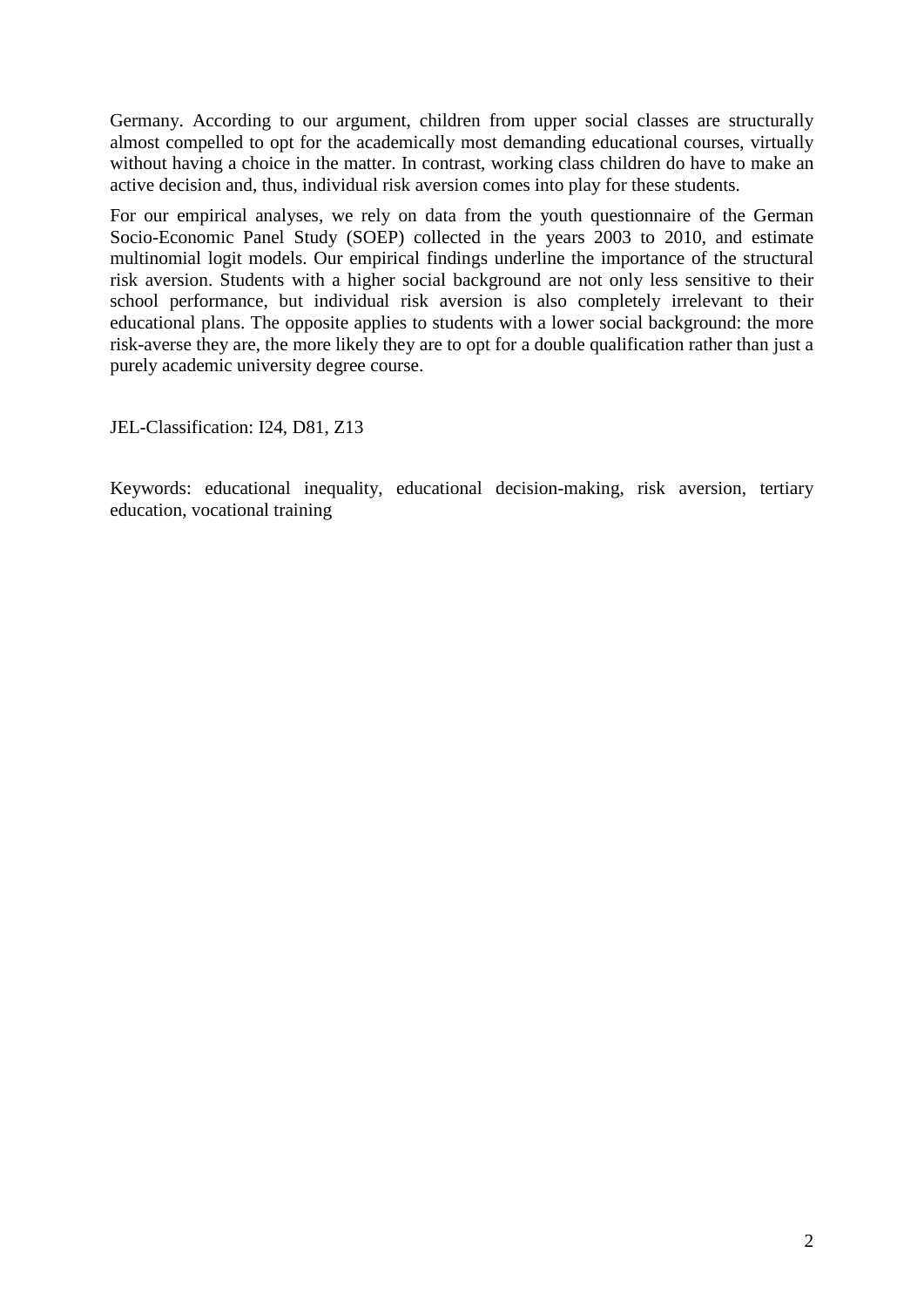Germany. According to our argument, children from upper social classes are structurally almost compelled to opt for the academically most demanding educational courses, virtually without having a choice in the matter. In contrast, working class children do have to make an active decision and, thus, individual risk aversion comes into play for these students.

For our empirical analyses, we rely on data from the youth questionnaire of the German Socio-Economic Panel Study (SOEP) collected in the years 2003 to 2010, and estimate multinomial logit models. Our empirical findings underline the importance of the structural risk aversion. Students with a higher social background are not only less sensitive to their school performance, but individual risk aversion is also completely irrelevant to their educational plans. The opposite applies to students with a lower social background: the more risk-averse they are, the more likely they are to opt for a double qualification rather than just a purely academic university degree course.

JEL-Classification: I24, D81, Z13

Keywords: educational inequality, educational decision-making, risk aversion, tertiary education, vocational training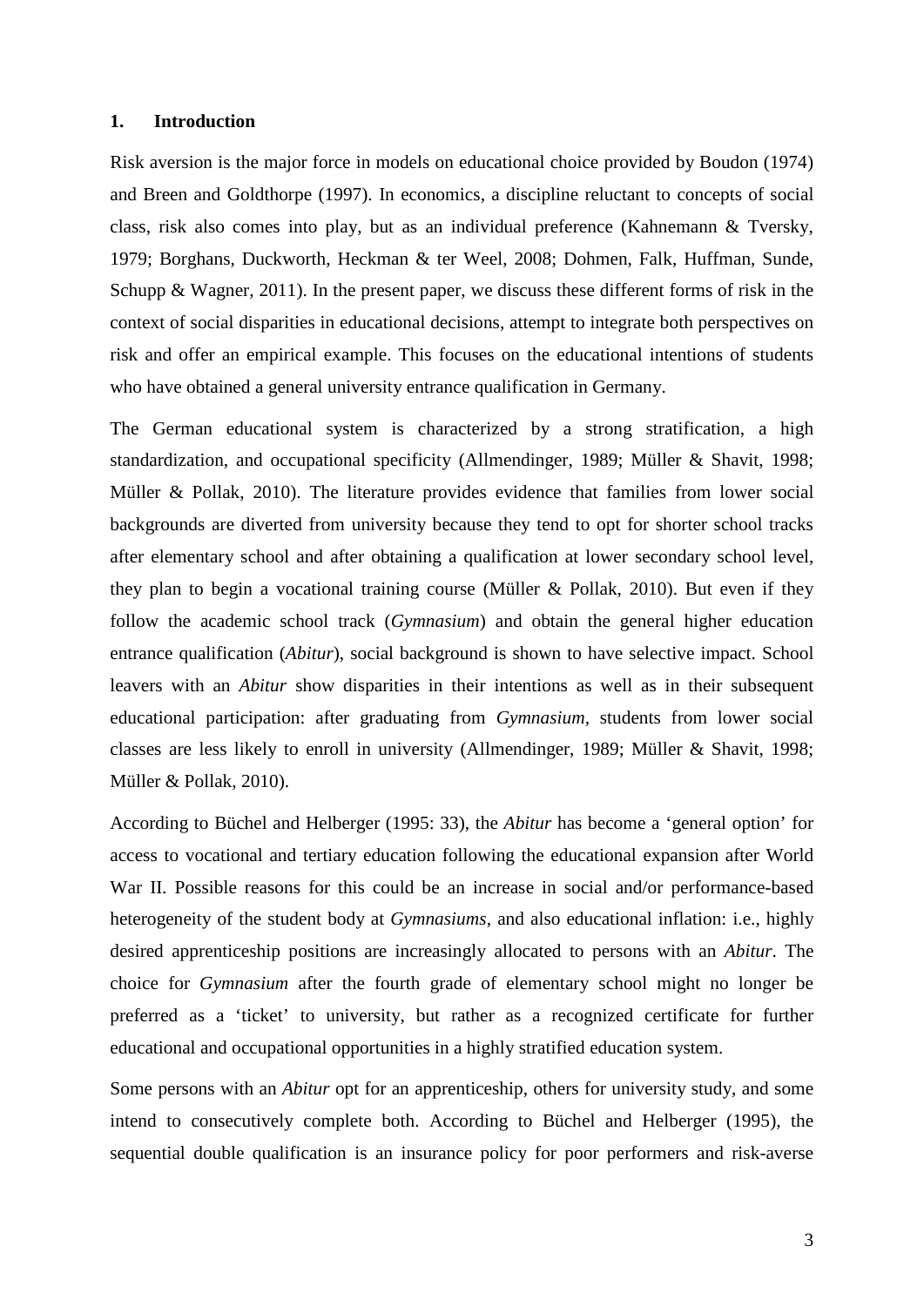## 1. Introduction

Risk aversion is the major force in models on educational choice provided by Boudon (1974) and Breen and Goldthorpe (1997). In economics, a discipline reluctant to concepts of social class, risk also comes into play, but as an individual preference (Kahnemann & Tversky, 1979; Borghans, Duckworth, Heckman & ter Weel, 2008; Dohmen, Falk, Huffman, Sunde, Schupp & Wagner, 2011). In the present paper, we discuss these different forms of risk in the context of social disparities in educational decisions, attempt to integrate both perspectives on risk and offer an empirical example. This focuses on the educational intentions of students who have obtained a general university entrance qualification in Germany.

The German educational system is characterized by a strong stratification, a high standardization, and occupational specificity (Allmendinger, 1989; Müller & Shavit, 1998; Müller & Pollak, 2010). The literature provides evidence that families from lower social backgrounds are diverted from university because they tend to opt for shorter school tracks after elementary school and after obtaining a qualification at lower secondary school level, they plan to begin a vocational training course (Müller & Pollak, 2010). But even if they follow the academic school track (*Gymnasium*) and obtain the general higher education entrance qualification (*Abitur*), social background is shown to have selective impact. School leavers with an *Abitur* show disparities in their intentions as well as in their subsequent educational participation: after graduating from *Gymnasium*, students from lower social classes are less likely to enroll in university (Allmendinger, 1989; Müller & Shavit, 1998; Müller & Pollak, 2010).

According to Büchel and Helberger (1995: 33), the *Abitur* has become a 'general option' for access to vocational and tertiary education following the educational expansion after World War II. Possible reasons for this could be an increase in social and/or performance-based heterogeneity of the student body at *Gymnasiums*, and also educational inflation: i.e., highly desired apprenticeship positions are increasingly allocated to persons with an *Abitur*. The choice for *Gymnasium* after the fourth grade of elementary school might no longer be preferred as a 'ticket' to university, but rather as a recognized certificate for further educational and occupational opportunities in a highly stratified education system.

Some persons with an *Abitur* opt for an apprenticeship, others for university study, and some intend to consecutively complete both. According to Büchel and Helberger (1995), the sequential double qualification is an insurance policy for poor performers and risk-averse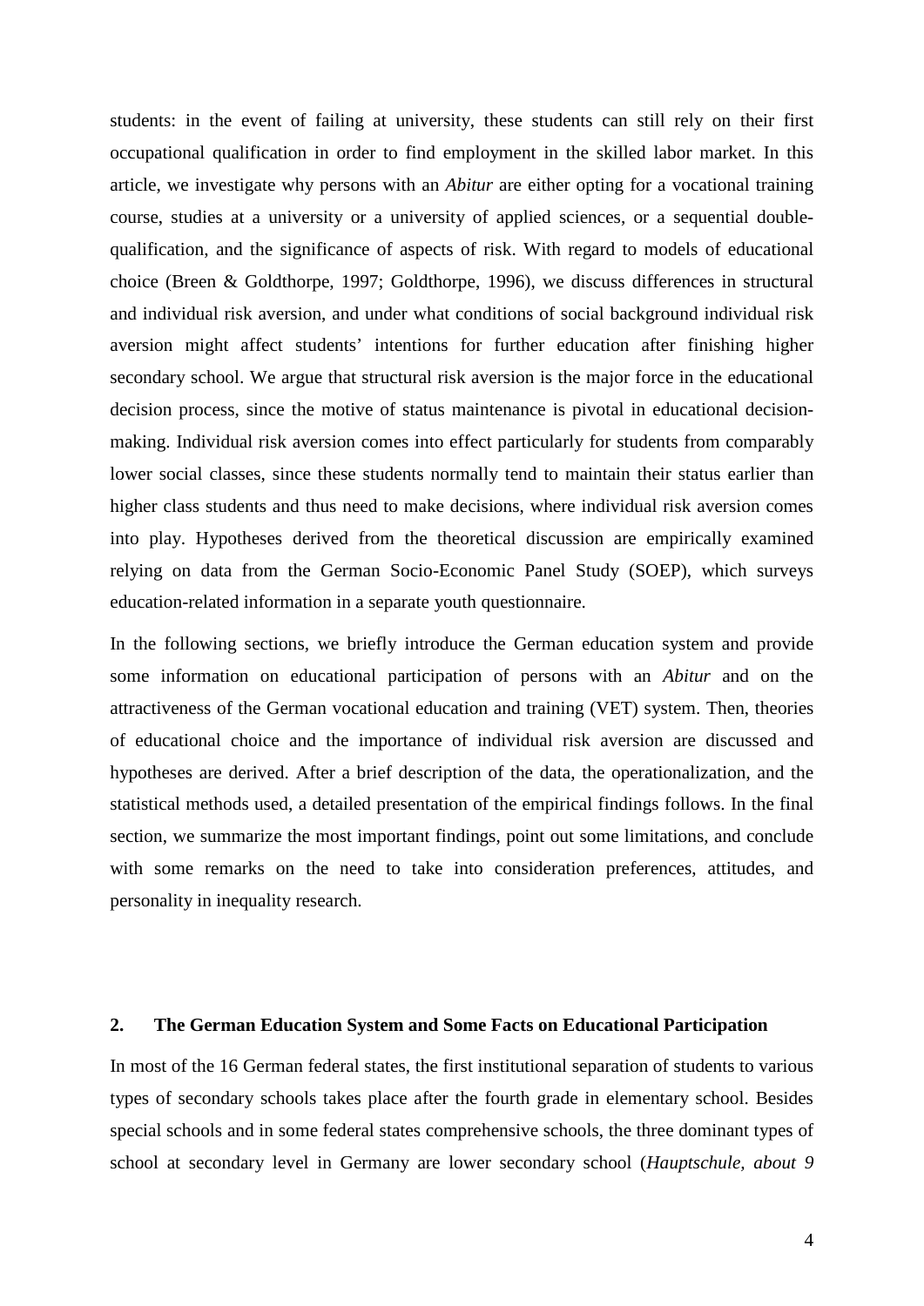students: in the event of failing at university, these students can still rely on their first occupational qualification in order to find employment in the skilled labor market. In this article, we investigate why persons with an *Abitur* are either opting for a vocational training course, studies at a university or a university of applied sciences, or a sequential double-qualification, and the significance of aspects of risk. With regard to models of educational choice (Breen & Goldthorpe, 1997; Goldthorpe, 1996), we discuss differences in structural and individual risk aversion, and under what conditions of social background individual risk aversion might affect students' intentions for further education after finishing higher secondary school. We argue that structural risk aversion is the major force in the educational decision process, since the motive of status maintenance is pivotal in educational decision-making. Individual risk aversion comes into effect particularly for students from comparably lower social classes, since these students normally tend to maintain their status earlier than higher class students and thus need to make decisions, where individual risk aversion comes into play. Hypotheses derived from the theoretical discussion are empirically examined relying on data from the German Socio-Economic Panel Study (SOEP), which surveys education-related information in a separate youth questionnaire.

In the following sections, we briefly introduce the German education system and provide some information on educational participation of persons with an *Abitur* and on the attractiveness of the German vocational education and training (VET) system. Then, theories of educational choice and the importance of individual risk aversion are discussed and hypotheses are derived. After a brief description of the data, the operationalization, and the statistical methods used, a detailed presentation of the empirical findings follows. In the final section, we summarize the most important findings, point out some limitations, and conclude with some remarks on the need to take into consideration preferences, attitudes, and personality in inequality research.

## 2. The German Education System and Some Facts on Educational Participation

In most of the 16 German federal states, the first institutional separation of students to various types of secondary schools takes place after the fourth grade in elementary school. Besides special schools and in some federal states comprehensive schools, the three dominant types of school at secondary level in Germany are lower secondary school (*Hauptschule, about 9*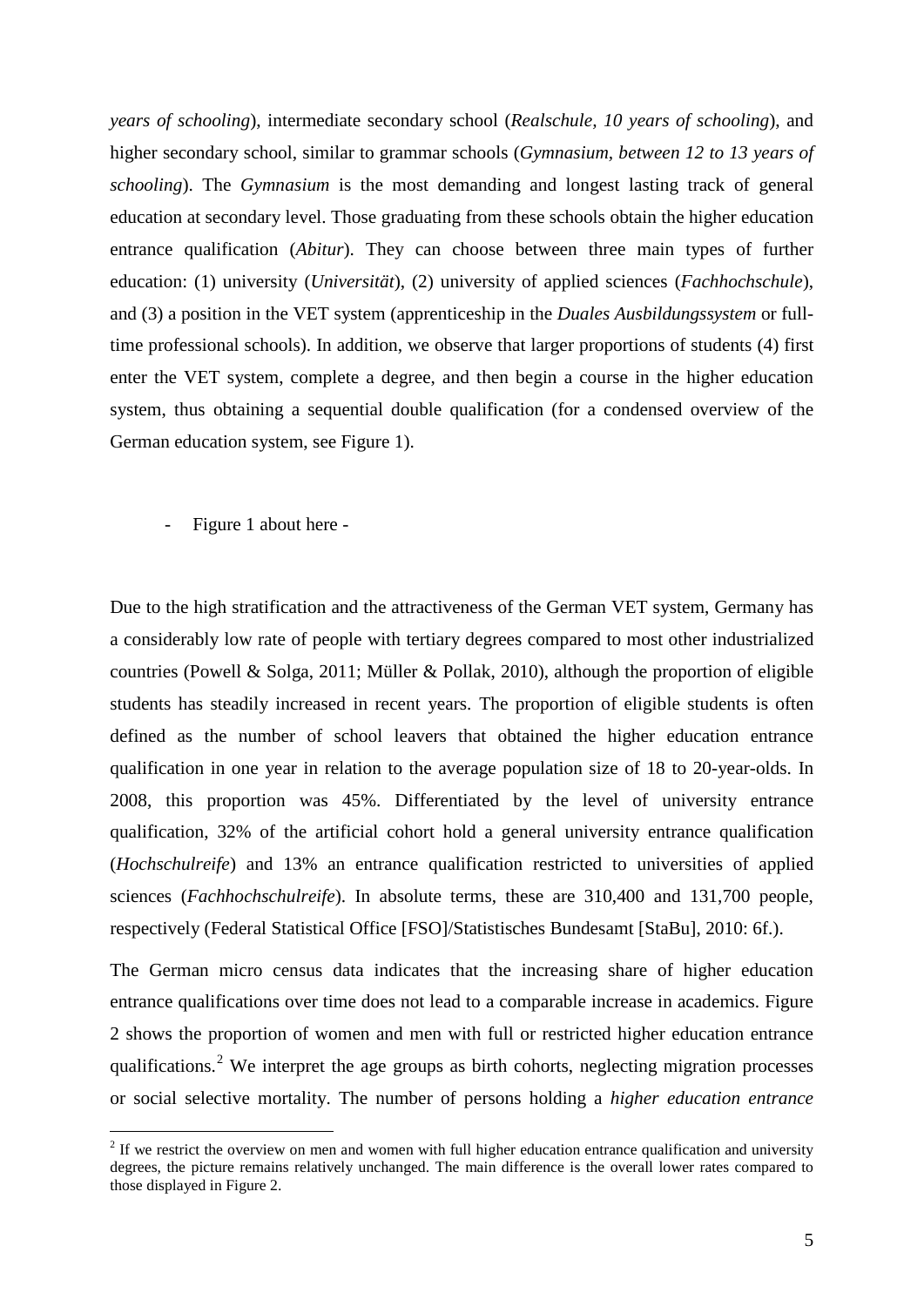*years of schooling*), intermediate secondary school (*Realschule, 10 years of schooling*), and higher secondary school, similar to grammar schools (*Gymnasium, between 12 to 13 years of schooling*). The *Gymnasium* is the most demanding and longest lasting track of general education at secondary level. Those graduating from these schools obtain the higher education entrance qualification (*Abitur*). They can choose between three main types of further education: (1) university (*Universität*), (2) university of applied sciences (*Fachhochschule*), and (3) a position in the VET system (apprenticeship in the *Duales Ausbildungssystem* or full-time professional schools). In addition, we observe that larger proportions of students (4) first enter the VET system, complete a degree, and then begin a course in the higher education system, thus obtaining a sequential double qualification (for a condensed overview of the German education system, see Figure 1).

- Figure 1 about here -

Due to the high stratification and the attractiveness of the German VET system, Germany has a considerably low rate of people with tertiary degrees compared to most other industrialized countries (Powell & Solga, 2011; Müller & Pollak, 2010), although the proportion of eligible students has steadily increased in recent years. The proportion of eligible students is often defined as the number of school leavers that obtained the higher education entrance qualification in one year in relation to the average population size of 18 to 20-year-olds. In 2008, this proportion was 45%. Differentiated by the level of university entrance qualification, 32% of the artificial cohort hold a general university entrance qualification (*Hochschulreife*) and 13% an entrance qualification restricted to universities of applied sciences (*Fachhochschulreife*). In absolute terms, these are 310,400 and 131,700 people, respectively (Federal Statistical Office [FSO]/Statistisches Bundesamt [StaBu], 2010: 6f.).

The German micro census data indicates that the increasing share of higher education entrance qualifications over time does not lead to a comparable increase in academics. Figure 2 shows the proportion of women and men with full or restricted higher education entrance qualifications.[2] We interpret the age groups as birth cohorts, neglecting migration processes or social selective mortality. The number of persons holding a *higher education entrance*

[2] If we restrict the overview on men and women with full higher education entrance qualification and university degrees, the picture remains relatively unchanged. The main difference is the overall lower rates compared to those displayed in Figure 2.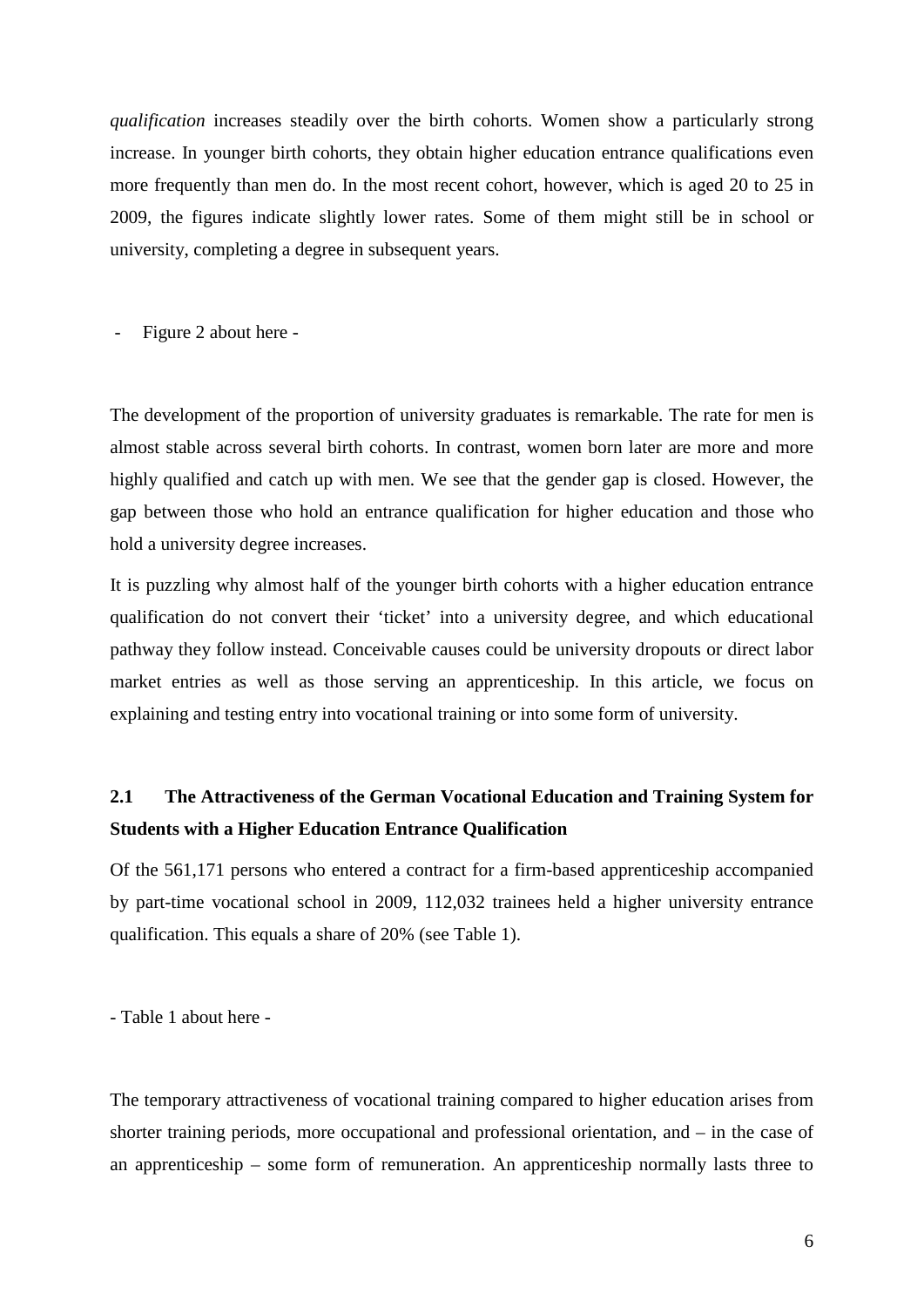*qualification* increases steadily over the birth cohorts. Women show a particularly strong increase. In younger birth cohorts, they obtain higher education entrance qualifications even more frequently than men do. In the most recent cohort, however, which is aged 20 to 25 in 2009, the figures indicate slightly lower rates. Some of them might still be in school or university, completing a degree in subsequent years.

- Figure 2 about here -

The development of the proportion of university graduates is remarkable. The rate for men is almost stable across several birth cohorts. In contrast, women born later are more and more highly qualified and catch up with men. We see that the gender gap is closed. However, the gap between those who hold an entrance qualification for higher education and those who hold a university degree increases.

It is puzzling why almost half of the younger birth cohorts with a higher education entrance qualification do not convert their 'ticket' into a university degree, and which educational pathway they follow instead. Conceivable causes could be university dropouts or direct labor market entries as well as those serving an apprenticeship. In this article, we focus on explaining and testing entry into vocational training or into some form of university.

## 2.1 The Attractiveness of the German Vocational Education and Training System for Students with a Higher Education Entrance Qualification

Of the 561,171 persons who entered a contract for a firm-based apprenticeship accompanied by part-time vocational school in 2009, 112,032 trainees held a higher university entrance qualification. This equals a share of 20% (see Table 1).

- Table 1 about here -

The temporary attractiveness of vocational training compared to higher education arises from shorter training periods, more occupational and professional orientation, and – in the case of an apprenticeship – some form of remuneration. An apprenticeship normally lasts three to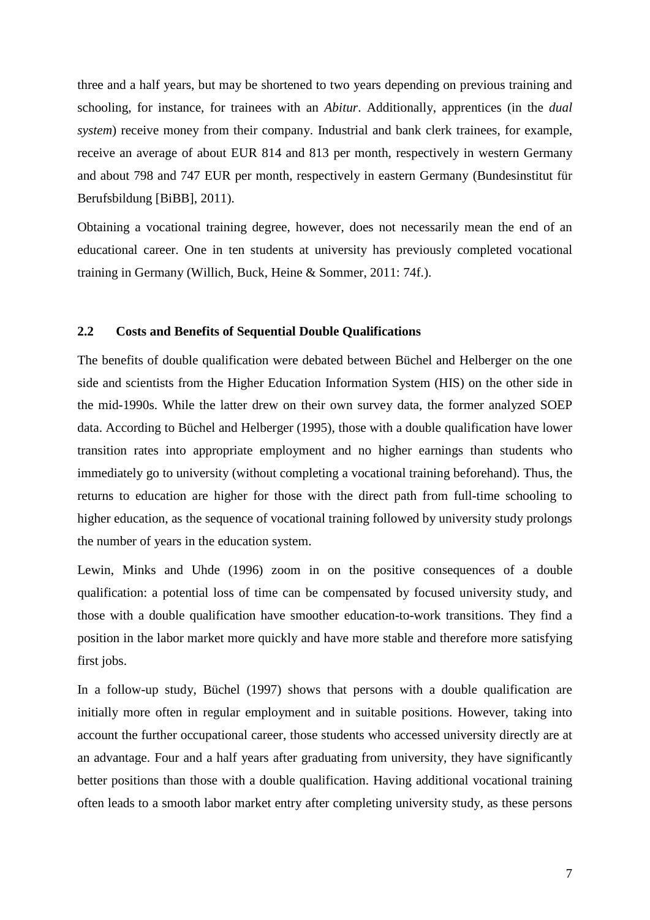three and a half years, but may be shortened to two years depending on previous training and schooling, for instance, for trainees with an *Abitur*. Additionally, apprentices (in the *dual system*) receive money from their company. Industrial and bank clerk trainees, for example, receive an average of about EUR 814 and 813 per month, respectively in western Germany and about 798 and 747 EUR per month, respectively in eastern Germany (Bundesinstitut für Berufsbildung [BiBB], 2011).

Obtaining a vocational training degree, however, does not necessarily mean the end of an educational career. One in ten students at university has previously completed vocational training in Germany (Willich, Buck, Heine & Sommer, 2011: 74f.).

### 2.2 Costs and Benefits of Sequential Double Qualifications

The benefits of double qualification were debated between Büchel and Helberger on the one side and scientists from the Higher Education Information System (HIS) on the other side in the mid-1990s. While the latter drew on their own survey data, the former analyzed SOEP data. According to Büchel and Helberger (1995), those with a double qualification have lower transition rates into appropriate employment and no higher earnings than students who immediately go to university (without completing a vocational training beforehand). Thus, the returns to education are higher for those with the direct path from full-time schooling to higher education, as the sequence of vocational training followed by university study prolongs the number of years in the education system.

Lewin, Minks and Uhde (1996) zoom in on the positive consequences of a double qualification: a potential loss of time can be compensated by focused university study, and those with a double qualification have smoother education-to-work transitions. They find a position in the labor market more quickly and have more stable and therefore more satisfying first jobs.

In a follow-up study, Büchel (1997) shows that persons with a double qualification are initially more often in regular employment and in suitable positions. However, taking into account the further occupational career, those students who accessed university directly are at an advantage. Four and a half years after graduating from university, they have significantly better positions than those with a double qualification. Having additional vocational training often leads to a smooth labor market entry after completing university study, as these persons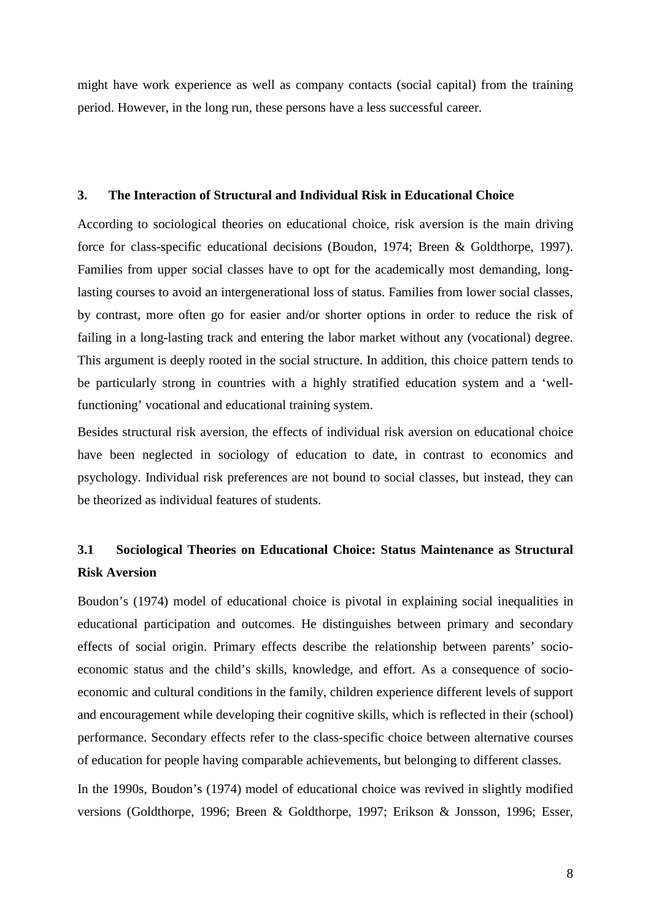might have work experience as well as company contacts (social capital) from the training period. However, in the long run, these persons have a less successful career.

## 3. The Interaction of Structural and Individual Risk in Educational Choice

According to sociological theories on educational choice, risk aversion is the main driving force for class-specific educational decisions (Boudon, 1974; Breen & Goldthorpe, 1997). Families from upper social classes have to opt for the academically most demanding, long-lasting courses to avoid an intergenerational loss of status. Families from lower social classes, by contrast, more often go for easier and/or shorter options in order to reduce the risk of failing in a long-lasting track and entering the labor market without any (vocational) degree. This argument is deeply rooted in the social structure. In addition, this choice pattern tends to be particularly strong in countries with a highly stratified education system and a 'well-functioning' vocational and educational training system.

Besides structural risk aversion, the effects of individual risk aversion on educational choice have been neglected in sociology of education to date, in contrast to economics and psychology. Individual risk preferences are not bound to social classes, but instead, they can be theorized as individual features of students.

### 3.1 Sociological Theories on Educational Choice: Status Maintenance as Structural Risk Aversion

Boudon's (1974) model of educational choice is pivotal in explaining social inequalities in educational participation and outcomes. He distinguishes between primary and secondary effects of social origin. Primary effects describe the relationship between parents' socio-economic status and the child's skills, knowledge, and effort. As a consequence of socio-economic and cultural conditions in the family, children experience different levels of support and encouragement while developing their cognitive skills, which is reflected in their (school) performance. Secondary effects refer to the class-specific choice between alternative courses of education for people having comparable achievements, but belonging to different classes.

In the 1990s, Boudon's (1974) model of educational choice was revived in slightly modified versions (Goldthorpe, 1996; Breen & Goldthorpe, 1997; Erikson & Jonsson, 1996; Esser,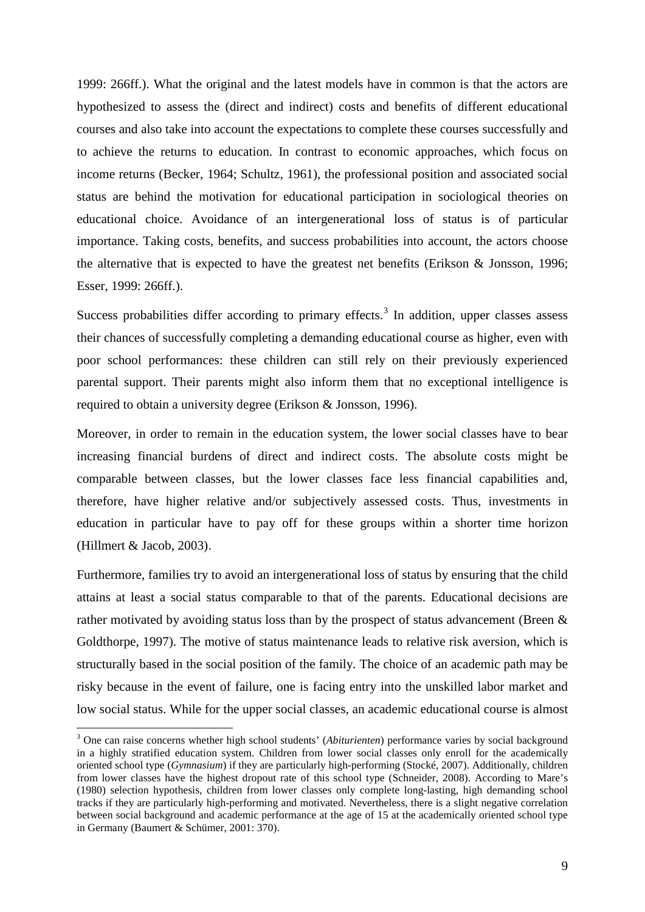1999: 266ff.). What the original and the latest models have in common is that the actors are hypothesized to assess the (direct and indirect) costs and benefits of different educational courses and also take into account the expectations to complete these courses successfully and to achieve the returns to education. In contrast to economic approaches, which focus on income returns (Becker, 1964; Schultz, 1961), the professional position and associated social status are behind the motivation for educational participation in sociological theories on educational choice. Avoidance of an intergenerational loss of status is of particular importance. Taking costs, benefits, and success probabilities into account, the actors choose the alternative that is expected to have the greatest net benefits (Erikson & Jonsson, 1996; Esser, 1999: 266ff.).

Success probabilities differ according to primary effects.[3] In addition, upper classes assess their chances of successfully completing a demanding educational course as higher, even with poor school performances: these children can still rely on their previously experienced parental support. Their parents might also inform them that no exceptional intelligence is required to obtain a university degree (Erikson & Jonsson, 1996).

Moreover, in order to remain in the education system, the lower social classes have to bear increasing financial burdens of direct and indirect costs. The absolute costs might be comparable between classes, but the lower classes face less financial capabilities and, therefore, have higher relative and/or subjectively assessed costs. Thus, investments in education in particular have to pay off for these groups within a shorter time horizon (Hillmert & Jacob, 2003).

Furthermore, families try to avoid an intergenerational loss of status by ensuring that the child attains at least a social status comparable to that of the parents. Educational decisions are rather motivated by avoiding status loss than by the prospect of status advancement (Breen & Goldthorpe, 1997). The motive of status maintenance leads to relative risk aversion, which is structurally based in the social position of the family. The choice of an academic path may be risky because in the event of failure, one is facing entry into the unskilled labor market and low social status. While for the upper social classes, an academic educational course is almost

[3] One can raise concerns whether high school students' (*Abiturienten*) performance varies by social background in a highly stratified education system. Children from lower social classes only enroll for the academically oriented school type (*Gymnasium*) if they are particularly high-performing (Stocké, 2007). Additionally, children from lower classes have the highest dropout rate of this school type (Schneider, 2008). According to Mare's (1980) selection hypothesis, children from lower classes only complete long-lasting, high demanding school tracks if they are particularly high-performing and motivated. Nevertheless, there is a slight negative correlation between social background and academic performance at the age of 15 at the academically oriented school type in Germany (Baumert & Schümer, 2001: 370).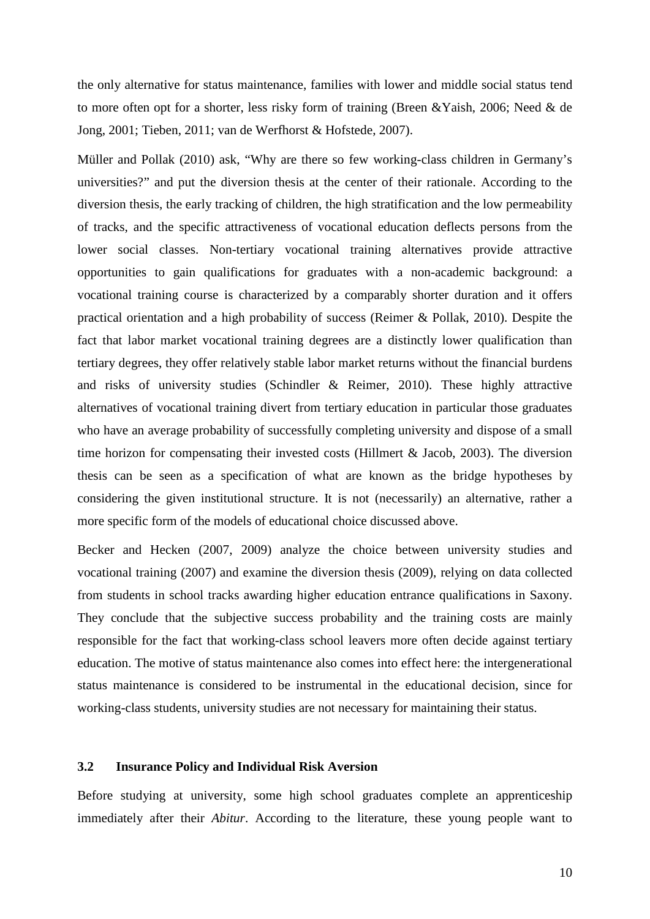the only alternative for status maintenance, families with lower and middle social status tend to more often opt for a shorter, less risky form of training (Breen &Yaish, 2006; Need & de Jong, 2001; Tieben, 2011; van de Werfhorst & Hofstede, 2007).

Müller and Pollak (2010) ask, "Why are there so few working-class children in Germany's universities?" and put the diversion thesis at the center of their rationale. According to the diversion thesis, the early tracking of children, the high stratification and the low permeability of tracks, and the specific attractiveness of vocational education deflects persons from the lower social classes. Non-tertiary vocational training alternatives provide attractive opportunities to gain qualifications for graduates with a non-academic background: a vocational training course is characterized by a comparably shorter duration and it offers practical orientation and a high probability of success (Reimer & Pollak, 2010). Despite the fact that labor market vocational training degrees are a distinctly lower qualification than tertiary degrees, they offer relatively stable labor market returns without the financial burdens and risks of university studies (Schindler & Reimer, 2010). These highly attractive alternatives of vocational training divert from tertiary education in particular those graduates who have an average probability of successfully completing university and dispose of a small time horizon for compensating their invested costs (Hillmert & Jacob, 2003). The diversion thesis can be seen as a specification of what are known as the bridge hypotheses by considering the given institutional structure. It is not (necessarily) an alternative, rather a more specific form of the models of educational choice discussed above.

Becker and Hecken (2007, 2009) analyze the choice between university studies and vocational training (2007) and examine the diversion thesis (2009), relying on data collected from students in school tracks awarding higher education entrance qualifications in Saxony. They conclude that the subjective success probability and the training costs are mainly responsible for the fact that working-class school leavers more often decide against tertiary education. The motive of status maintenance also comes into effect here: the intergenerational status maintenance is considered to be instrumental in the educational decision, since for working-class students, university studies are not necessary for maintaining their status.

### 3.2 Insurance Policy and Individual Risk Aversion

Before studying at university, some high school graduates complete an apprenticeship immediately after their *Abitur*. According to the literature, these young people want to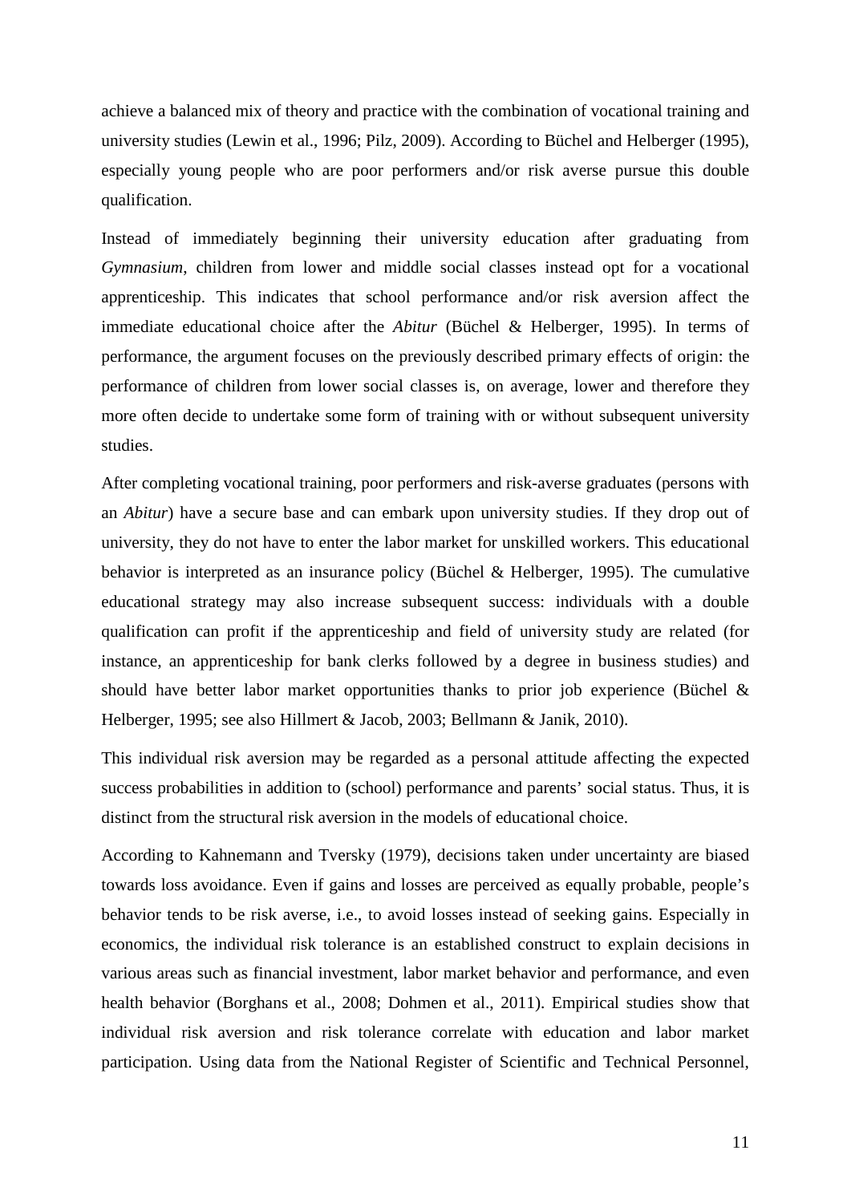achieve a balanced mix of theory and practice with the combination of vocational training and university studies (Lewin et al., 1996; Pilz, 2009). According to Büchel and Helberger (1995), especially young people who are poor performers and/or risk averse pursue this double qualification.

Instead of immediately beginning their university education after graduating from *Gymnasium*, children from lower and middle social classes instead opt for a vocational apprenticeship. This indicates that school performance and/or risk aversion affect the immediate educational choice after the *Abitur* (Büchel & Helberger, 1995). In terms of performance, the argument focuses on the previously described primary effects of origin: the performance of children from lower social classes is, on average, lower and therefore they more often decide to undertake some form of training with or without subsequent university studies.

After completing vocational training, poor performers and risk-averse graduates (persons with an *Abitur*) have a secure base and can embark upon university studies. If they drop out of university, they do not have to enter the labor market for unskilled workers. This educational behavior is interpreted as an insurance policy (Büchel & Helberger, 1995). The cumulative educational strategy may also increase subsequent success: individuals with a double qualification can profit if the apprenticeship and field of university study are related (for instance, an apprenticeship for bank clerks followed by a degree in business studies) and should have better labor market opportunities thanks to prior job experience (Büchel & Helberger, 1995; see also Hillmert & Jacob, 2003; Bellmann & Janik, 2010).

This individual risk aversion may be regarded as a personal attitude affecting the expected success probabilities in addition to (school) performance and parents' social status. Thus, it is distinct from the structural risk aversion in the models of educational choice.

According to Kahnemann and Tversky (1979), decisions taken under uncertainty are biased towards loss avoidance. Even if gains and losses are perceived as equally probable, people's behavior tends to be risk averse, i.e., to avoid losses instead of seeking gains. Especially in economics, the individual risk tolerance is an established construct to explain decisions in various areas such as financial investment, labor market behavior and performance, and even health behavior (Borghans et al., 2008; Dohmen et al., 2011). Empirical studies show that individual risk aversion and risk tolerance correlate with education and labor market participation. Using data from the National Register of Scientific and Technical Personnel,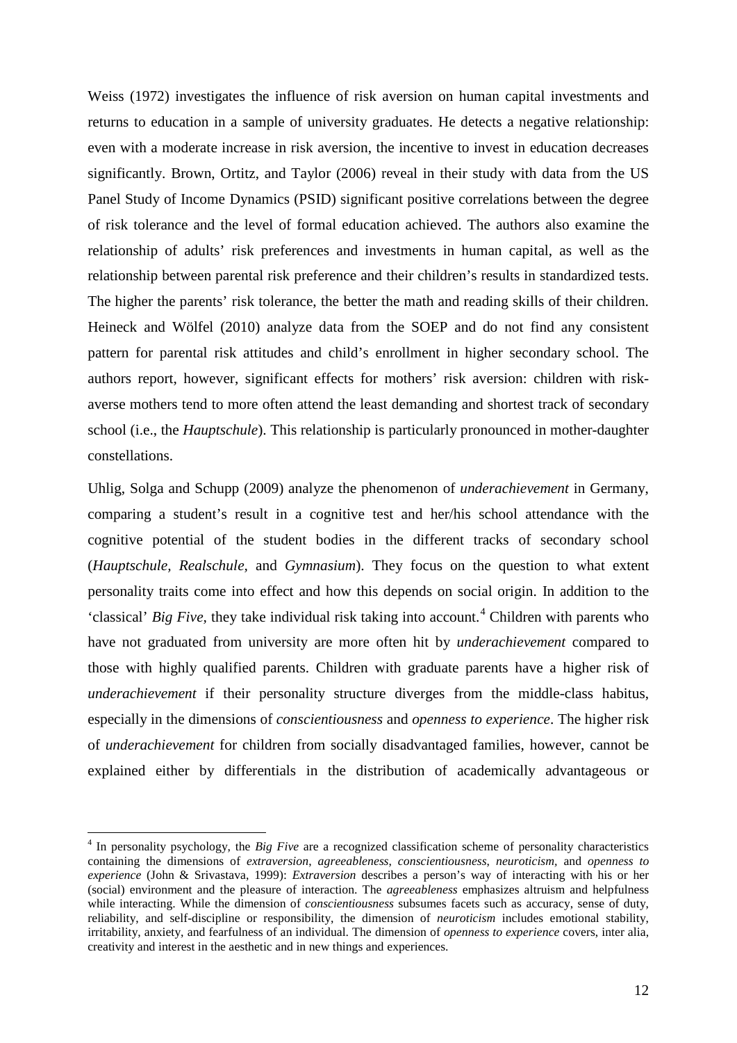Weiss (1972) investigates the influence of risk aversion on human capital investments and returns to education in a sample of university graduates. He detects a negative relationship: even with a moderate increase in risk aversion, the incentive to invest in education decreases significantly. Brown, Ortitz, and Taylor (2006) reveal in their study with data from the US Panel Study of Income Dynamics (PSID) significant positive correlations between the degree of risk tolerance and the level of formal education achieved. The authors also examine the relationship of adults' risk preferences and investments in human capital, as well as the relationship between parental risk preference and their children's results in standardized tests. The higher the parents' risk tolerance, the better the math and reading skills of their children. Heineck and Wölfel (2010) analyze data from the SOEP and do not find any consistent pattern for parental risk attitudes and child's enrollment in higher secondary school. The authors report, however, significant effects for mothers' risk aversion: children with risk-averse mothers tend to more often attend the least demanding and shortest track of secondary school (i.e., the *Hauptschule*). This relationship is particularly pronounced in mother-daughter constellations.

Uhlig, Solga and Schupp (2009) analyze the phenomenon of *underachievement* in Germany, comparing a student's result in a cognitive test and her/his school attendance with the cognitive potential of the student bodies in the different tracks of secondary school (*Hauptschule, Realschule,* and *Gymnasium*). They focus on the question to what extent personality traits come into effect and how this depends on social origin. In addition to the 'classical' *Big Five*, they take individual risk taking into account.[4] Children with parents who have not graduated from university are more often hit by *underachievement* compared to those with highly qualified parents. Children with graduate parents have a higher risk of *underachievement* if their personality structure diverges from the middle-class habitus, especially in the dimensions of *conscientiousness* and *openness to experience*. The higher risk of *underachievement* for children from socially disadvantaged families, however, cannot be explained either by differentials in the distribution of academically advantageous or

[4] In personality psychology, the *Big Five* are a recognized classification scheme of personality characteristics containing the dimensions of *extraversion*, *agreeableness*, *conscientiousness*, *neuroticism*, and *openness to experience* (John & Srivastava, 1999): *Extraversion* describes a person's way of interacting with his or her (social) environment and the pleasure of interaction. The *agreeableness* emphasizes altruism and helpfulness while interacting. While the dimension of *conscientiousness* subsumes facets such as accuracy, sense of duty, reliability, and self-discipline or responsibility, the dimension of *neuroticism* includes emotional stability, irritability, anxiety, and fearfulness of an individual. The dimension of *openness to experience* covers, inter alia, creativity and interest in the aesthetic and in new things and experiences.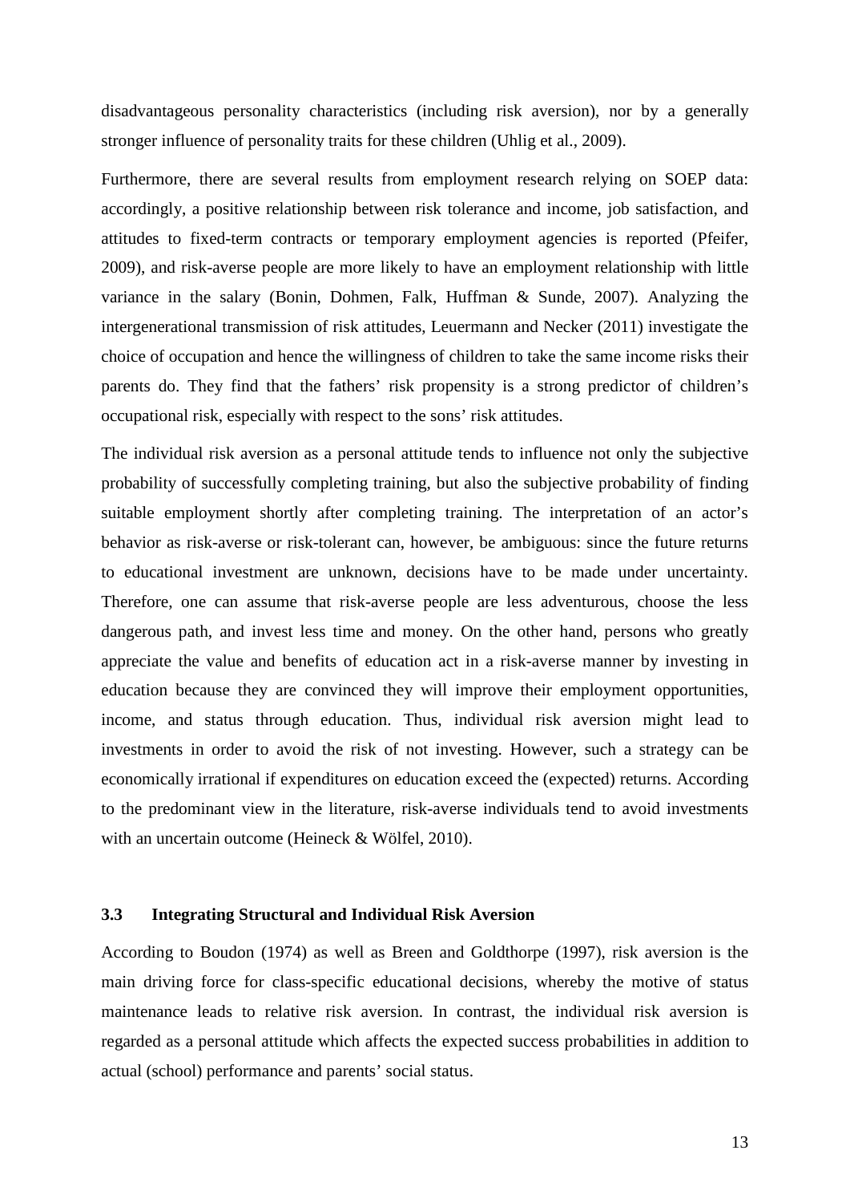disadvantageous personality characteristics (including risk aversion), nor by a generally stronger influence of personality traits for these children (Uhlig et al., 2009).

Furthermore, there are several results from employment research relying on SOEP data: accordingly, a positive relationship between risk tolerance and income, job satisfaction, and attitudes to fixed-term contracts or temporary employment agencies is reported (Pfeifer, 2009), and risk-averse people are more likely to have an employment relationship with little variance in the salary (Bonin, Dohmen, Falk, Huffman & Sunde, 2007). Analyzing the intergenerational transmission of risk attitudes, Leuermann and Necker (2011) investigate the choice of occupation and hence the willingness of children to take the same income risks their parents do. They find that the fathers' risk propensity is a strong predictor of children's occupational risk, especially with respect to the sons' risk attitudes.

The individual risk aversion as a personal attitude tends to influence not only the subjective probability of successfully completing training, but also the subjective probability of finding suitable employment shortly after completing training. The interpretation of an actor's behavior as risk-averse or risk-tolerant can, however, be ambiguous: since the future returns to educational investment are unknown, decisions have to be made under uncertainty. Therefore, one can assume that risk-averse people are less adventurous, choose the less dangerous path, and invest less time and money. On the other hand, persons who greatly appreciate the value and benefits of education act in a risk-averse manner by investing in education because they are convinced they will improve their employment opportunities, income, and status through education. Thus, individual risk aversion might lead to investments in order to avoid the risk of not investing. However, such a strategy can be economically irrational if expenditures on education exceed the (expected) returns. According to the predominant view in the literature, risk-averse individuals tend to avoid investments with an uncertain outcome (Heineck & Wölfel, 2010).

### 3.3 Integrating Structural and Individual Risk Aversion

According to Boudon (1974) as well as Breen and Goldthorpe (1997), risk aversion is the main driving force for class-specific educational decisions, whereby the motive of status maintenance leads to relative risk aversion. In contrast, the individual risk aversion is regarded as a personal attitude which affects the expected success probabilities in addition to actual (school) performance and parents' social status.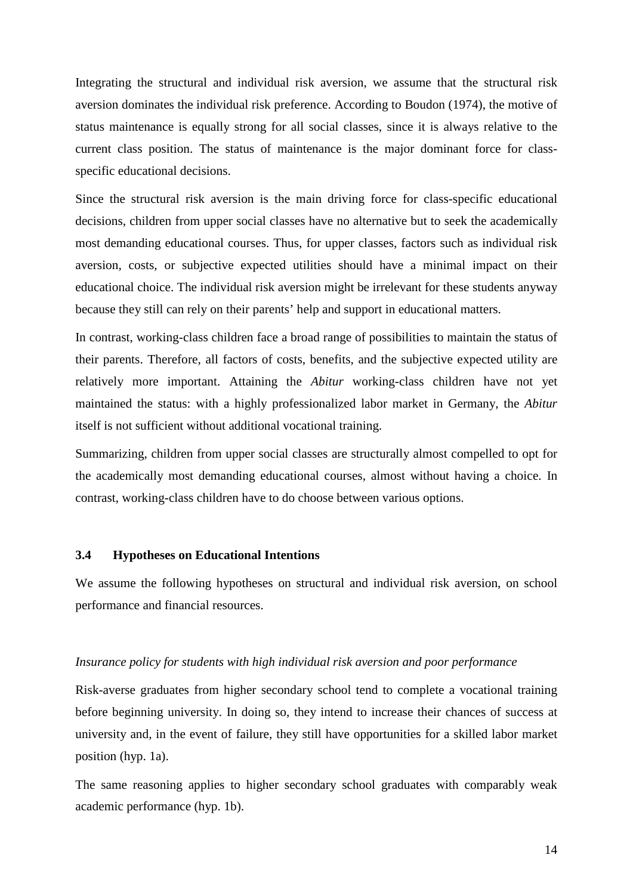Integrating the structural and individual risk aversion, we assume that the structural risk aversion dominates the individual risk preference. According to Boudon (1974), the motive of status maintenance is equally strong for all social classes, since it is always relative to the current class position. The status of maintenance is the major dominant force for class-specific educational decisions.

Since the structural risk aversion is the main driving force for class-specific educational decisions, children from upper social classes have no alternative but to seek the academically most demanding educational courses. Thus, for upper classes, factors such as individual risk aversion, costs, or subjective expected utilities should have a minimal impact on their educational choice. The individual risk aversion might be irrelevant for these students anyway because they still can rely on their parents' help and support in educational matters.

In contrast, working-class children face a broad range of possibilities to maintain the status of their parents. Therefore, all factors of costs, benefits, and the subjective expected utility are relatively more important. Attaining the *Abitur* working-class children have not yet maintained the status: with a highly professionalized labor market in Germany, the *Abitur* itself is not sufficient without additional vocational training.

Summarizing, children from upper social classes are structurally almost compelled to opt for the academically most demanding educational courses, almost without having a choice. In contrast, working-class children have to do choose between various options.

### 3.4 Hypotheses on Educational Intentions

We assume the following hypotheses on structural and individual risk aversion, on school performance and financial resources.

*Insurance policy for students with high individual risk aversion and poor performance*

Risk-averse graduates from higher secondary school tend to complete a vocational training before beginning university. In doing so, they intend to increase their chances of success at university and, in the event of failure, they still have opportunities for a skilled labor market position (hyp. 1a).

The same reasoning applies to higher secondary school graduates with comparably weak academic performance (hyp. 1b).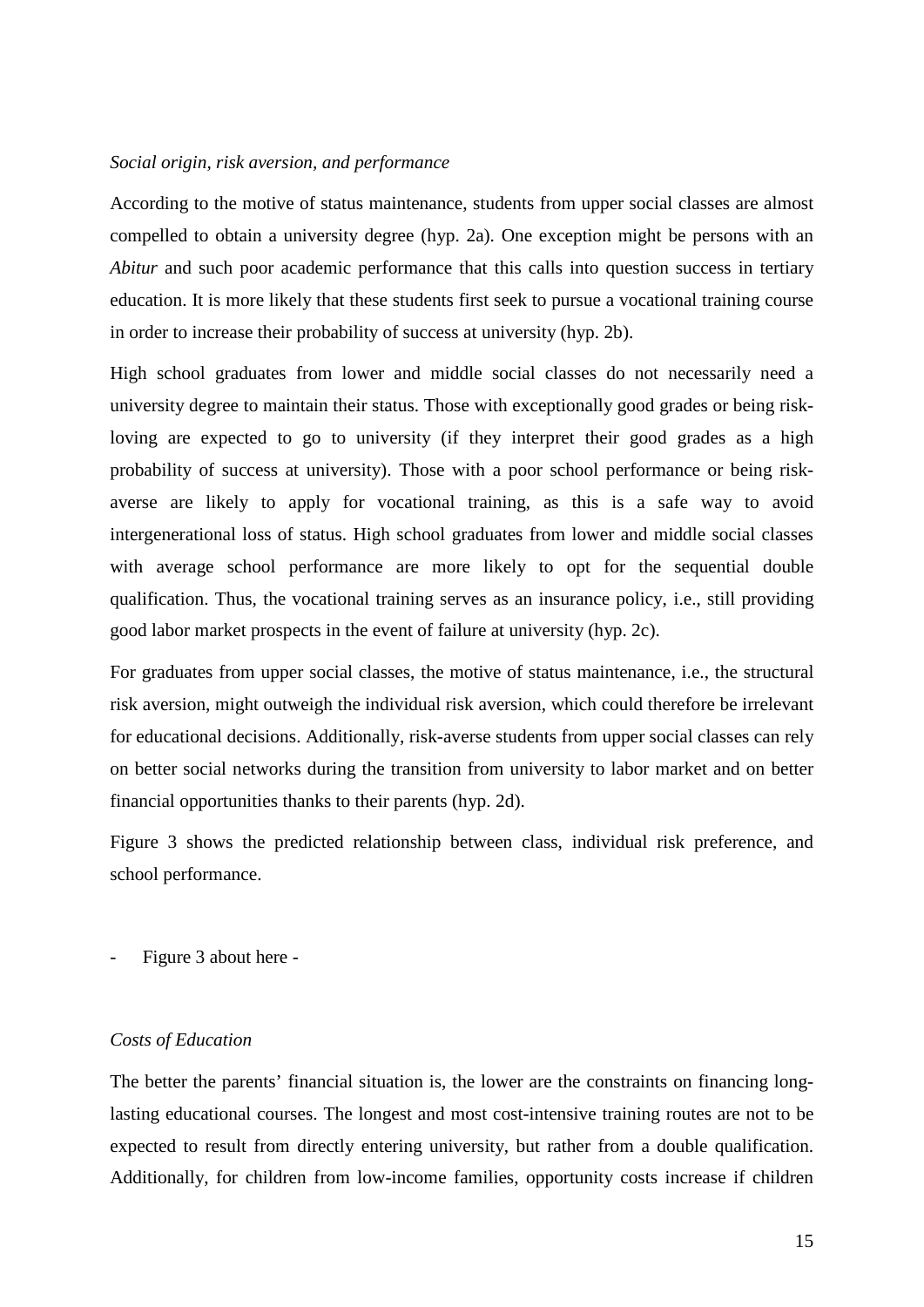*Social origin, risk aversion, and performance*

According to the motive of status maintenance, students from upper social classes are almost compelled to obtain a university degree (hyp. 2a). One exception might be persons with an *Abitur* and such poor academic performance that this calls into question success in tertiary education. It is more likely that these students first seek to pursue a vocational training course in order to increase their probability of success at university (hyp. 2b).

High school graduates from lower and middle social classes do not necessarily need a university degree to maintain their status. Those with exceptionally good grades or being risk-loving are expected to go to university (if they interpret their good grades as a high probability of success at university). Those with a poor school performance or being risk-averse are likely to apply for vocational training, as this is a safe way to avoid intergenerational loss of status. High school graduates from lower and middle social classes with average school performance are more likely to opt for the sequential double qualification. Thus, the vocational training serves as an insurance policy, i.e., still providing good labor market prospects in the event of failure at university (hyp. 2c).

For graduates from upper social classes, the motive of status maintenance, i.e., the structural risk aversion, might outweigh the individual risk aversion, which could therefore be irrelevant for educational decisions. Additionally, risk-averse students from upper social classes can rely on better social networks during the transition from university to labor market and on better financial opportunities thanks to their parents (hyp. 2d).

Figure 3 shows the predicted relationship between class, individual risk preference, and school performance.

- Figure 3 about here -

*Costs of Education*

The better the parents' financial situation is, the lower are the constraints on financing long-lasting educational courses. The longest and most cost-intensive training routes are not to be expected to result from directly entering university, but rather from a double qualification. Additionally, for children from low-income families, opportunity costs increase if children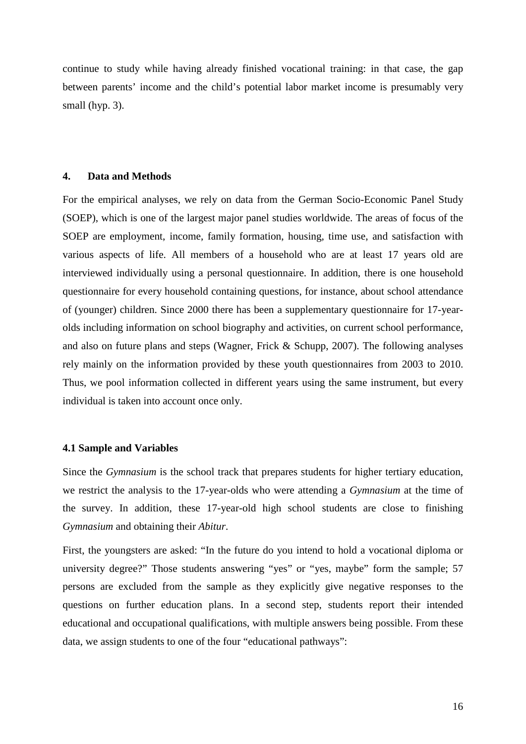continue to study while having already finished vocational training: in that case, the gap between parents' income and the child's potential labor market income is presumably very small (hyp. 3).

## 4. Data and Methods

For the empirical analyses, we rely on data from the German Socio-Economic Panel Study (SOEP), which is one of the largest major panel studies worldwide. The areas of focus of the SOEP are employment, income, family formation, housing, time use, and satisfaction with various aspects of life. All members of a household who are at least 17 years old are interviewed individually using a personal questionnaire. In addition, there is one household questionnaire for every household containing questions, for instance, about school attendance of (younger) children. Since 2000 there has been a supplementary questionnaire for 17-year-olds including information on school biography and activities, on current school performance, and also on future plans and steps (Wagner, Frick & Schupp, 2007). The following analyses rely mainly on the information provided by these youth questionnaires from 2003 to 2010. Thus, we pool information collected in different years using the same instrument, but every individual is taken into account once only.

### 4.1 Sample and Variables

Since the *Gymnasium* is the school track that prepares students for higher tertiary education, we restrict the analysis to the 17-year-olds who were attending a *Gymnasium* at the time of the survey. In addition, these 17-year-old high school students are close to finishing *Gymnasium* and obtaining their *Abitur*.

First, the youngsters are asked: "In the future do you intend to hold a vocational diploma or university degree?" Those students answering "yes" or "yes, maybe" form the sample; 57 persons are excluded from the sample as they explicitly give negative responses to the questions on further education plans. In a second step, students report their intended educational and occupational qualifications, with multiple answers being possible. From these data, we assign students to one of the four "educational pathways":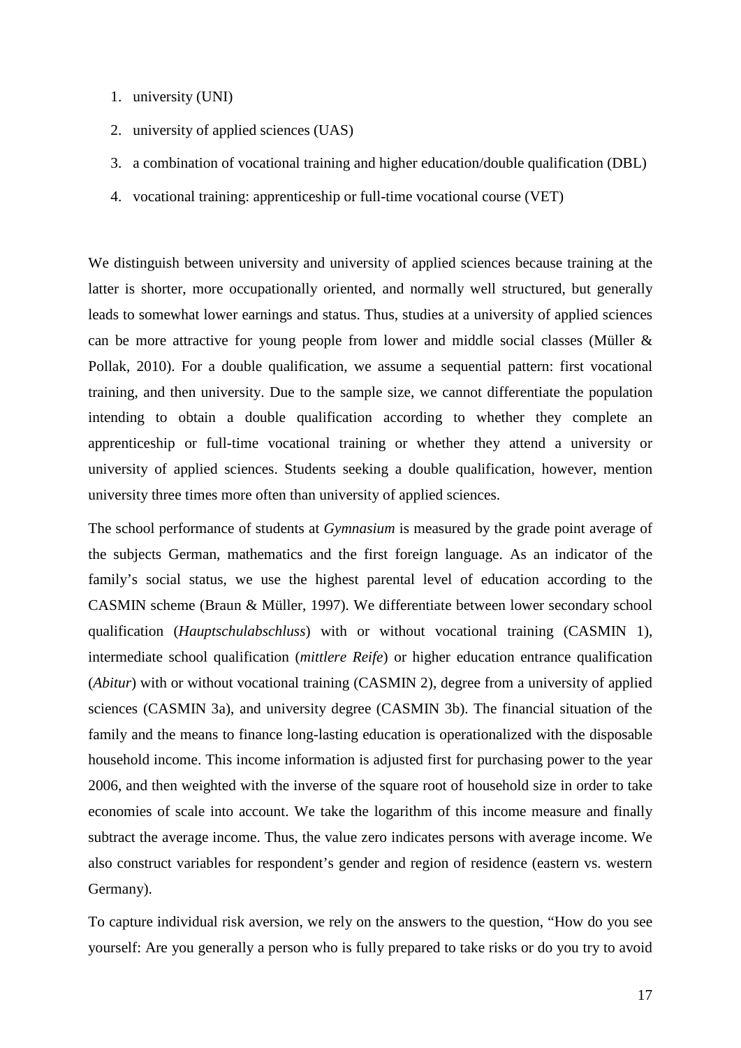1. university (UNI)
2. university of applied sciences (UAS)
3. a combination of vocational training and higher education/double qualification (DBL)
4. vocational training: apprenticeship or full-time vocational course (VET)

We distinguish between university and university of applied sciences because training at the latter is shorter, more occupationally oriented, and normally well structured, but generally leads to somewhat lower earnings and status. Thus, studies at a university of applied sciences can be more attractive for young people from lower and middle social classes (Müller & Pollak, 2010). For a double qualification, we assume a sequential pattern: first vocational training, and then university. Due to the sample size, we cannot differentiate the population intending to obtain a double qualification according to whether they complete an apprenticeship or full-time vocational training or whether they attend a university or university of applied sciences. Students seeking a double qualification, however, mention university three times more often than university of applied sciences.

The school performance of students at *Gymnasium* is measured by the grade point average of the subjects German, mathematics and the first foreign language. As an indicator of the family's social status, we use the highest parental level of education according to the CASMIN scheme (Braun & Müller, 1997). We differentiate between lower secondary school qualification (*Hauptschulabschluss*) with or without vocational training (CASMIN 1), intermediate school qualification (*mittlere Reife*) or higher education entrance qualification (*Abitur*) with or without vocational training (CASMIN 2), degree from a university of applied sciences (CASMIN 3a), and university degree (CASMIN 3b). The financial situation of the family and the means to finance long-lasting education is operationalized with the disposable household income. This income information is adjusted first for purchasing power to the year 2006, and then weighted with the inverse of the square root of household size in order to take economies of scale into account. We take the logarithm of this income measure and finally subtract the average income. Thus, the value zero indicates persons with average income. We also construct variables for respondent's gender and region of residence (eastern vs. western Germany).

To capture individual risk aversion, we rely on the answers to the question, "How do you see yourself: Are you generally a person who is fully prepared to take risks or do you try to avoid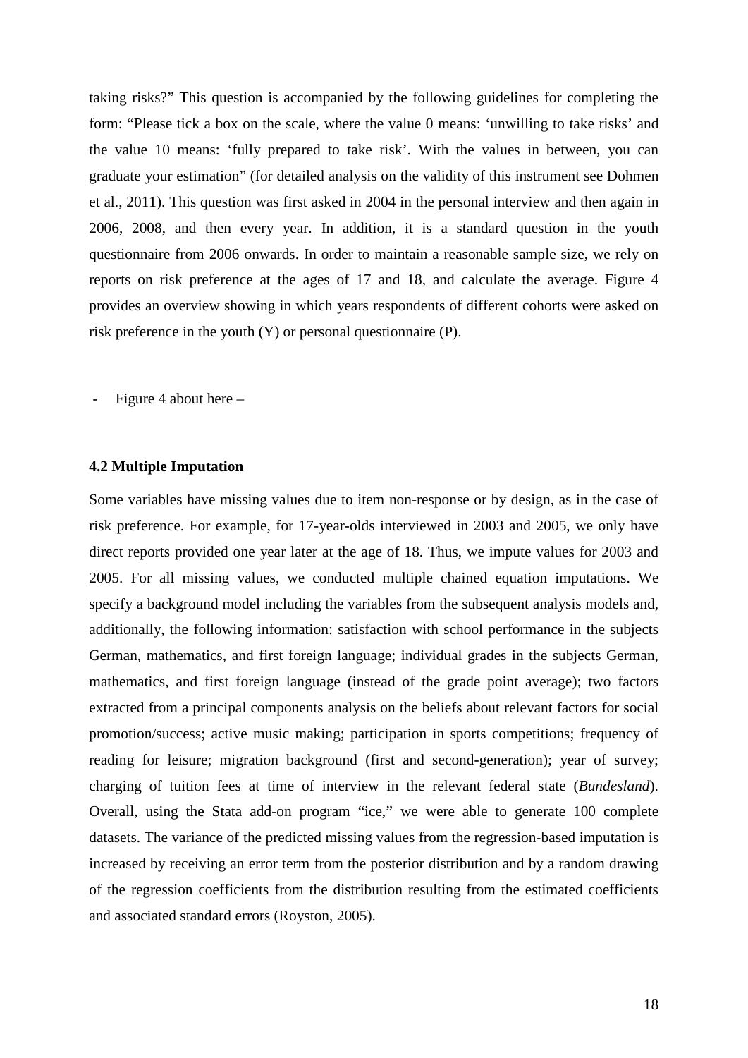taking risks?" This question is accompanied by the following guidelines for completing the form: "Please tick a box on the scale, where the value 0 means: 'unwilling to take risks' and the value 10 means: 'fully prepared to take risk'. With the values in between, you can graduate your estimation" (for detailed analysis on the validity of this instrument see Dohmen et al., 2011). This question was first asked in 2004 in the personal interview and then again in 2006, 2008, and then every year. In addition, it is a standard question in the youth questionnaire from 2006 onwards. In order to maintain a reasonable sample size, we rely on reports on risk preference at the ages of 17 and 18, and calculate the average. Figure 4 provides an overview showing in which years respondents of different cohorts were asked on risk preference in the youth (Y) or personal questionnaire (P).

- Figure 4 about here –

### 4.2 Multiple Imputation

Some variables have missing values due to item non-response or by design, as in the case of risk preference. For example, for 17-year-olds interviewed in 2003 and 2005, we only have direct reports provided one year later at the age of 18. Thus, we impute values for 2003 and 2005. For all missing values, we conducted multiple chained equation imputations. We specify a background model including the variables from the subsequent analysis models and, additionally, the following information: satisfaction with school performance in the subjects German, mathematics, and first foreign language; individual grades in the subjects German, mathematics, and first foreign language (instead of the grade point average); two factors extracted from a principal components analysis on the beliefs about relevant factors for social promotion/success; active music making; participation in sports competitions; frequency of reading for leisure; migration background (first and second-generation); year of survey; charging of tuition fees at time of interview in the relevant federal state (*Bundesland*). Overall, using the Stata add-on program "ice," we were able to generate 100 complete datasets. The variance of the predicted missing values from the regression-based imputation is increased by receiving an error term from the posterior distribution and by a random drawing of the regression coefficients from the distribution resulting from the estimated coefficients and associated standard errors (Royston, 2005).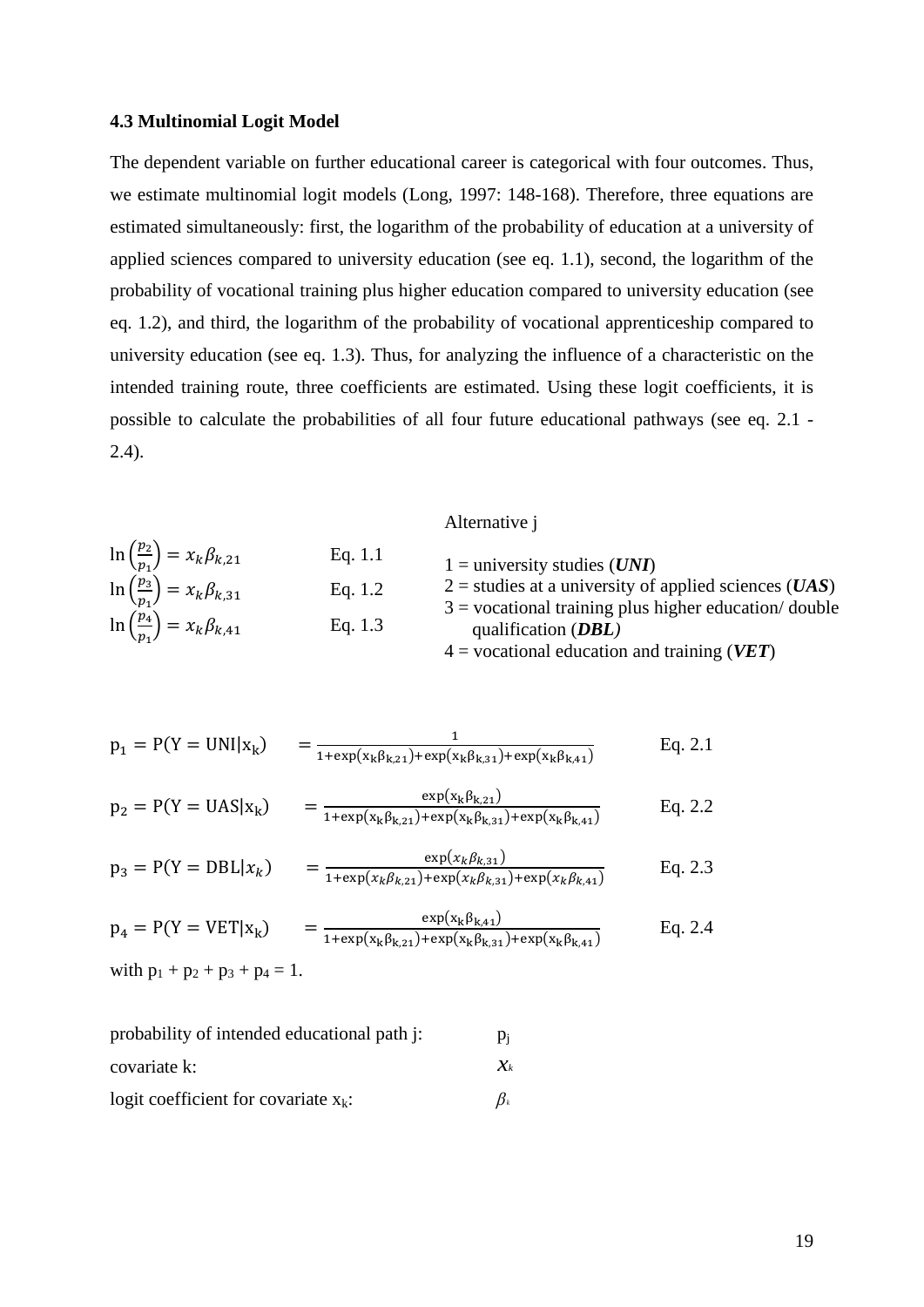### 4.3 Multinomial Logit Model

The dependent variable on further educational career is categorical with four outcomes. Thus, we estimate multinomial logit models (Long, 1997: 148-168). Therefore, three equations are estimated simultaneously: first, the logarithm of the probability of education at a university of applied sciences compared to university education (see eq. 1.1), second, the logarithm of the probability of vocational training plus higher education compared to university education (see eq. 1.2), and third, the logarithm of the probability of vocational apprenticeship compared to university education (see eq. 1.3). Thus, for analyzing the influence of a characteristic on the intended training route, three coefficients are estimated. Using these logit coefficients, it is possible to calculate the probabilities of all four future educational pathways (see eq. 2.1 - 2.4).

$$\ln\left(\frac{p_2}{p_1}\right) = x_k \beta_{k,21} \qquad \text{Eq. 1.1}$$

$$\ln\left(\frac{p_3}{p_1}\right) = x_k \beta_{k,31} \qquad \text{Eq. 1.2}$$

$$\ln\left(\frac{p_4}{p_1}\right) = x_k \beta_{k,41} \qquad \text{Eq. 1.3}$$

Alternative j

1 = university studies (***UNI***)
2 = studies at a university of applied sciences (***UAS***)
3 = vocational training plus higher education/ double qualification (***DBL)***
4 = vocational education and training (***VET***)

$$p_1 = P(Y = \text{UNI}|x_k) \quad = \frac{1}{1+\exp(x_k\beta_{k,21})+\exp(x_k\beta_{k,31})+\exp(x_k\beta_{k,41})} \qquad \text{Eq. 2.1}$$

$$p_2 = P(Y = \text{UAS}|x_k) \quad = \frac{\exp(x_k\beta_{k,21})}{1+\exp(x_k\beta_{k,21})+\exp(x_k\beta_{k,31})+\exp(x_k\beta_{k,41})} \qquad \text{Eq. 2.2}$$

$$p_3 = P(Y = \text{DBL}|x_k) \quad = \frac{\exp(x_k\beta_{k,31})}{1+\exp(x_k\beta_{k,21})+\exp(x_k\beta_{k,31})+\exp(x_k\beta_{k,41})} \qquad \text{Eq. 2.3}$$

$$p_4 = P(Y = \text{VET}|x_k) \quad = \frac{\exp(x_k\beta_{k,41})}{1+\exp(x_k\beta_{k,21})+\exp(x_k\beta_{k,31})+\exp(x_k\beta_{k,41})} \qquad \text{Eq. 2.4}$$

with $p_1 + p_2 + p_3 + p_4 = 1$.

probability of intended educational path j: $p_j$

covariate k: $x_k$

logit coefficient for covariate $x_k$: $\beta_k$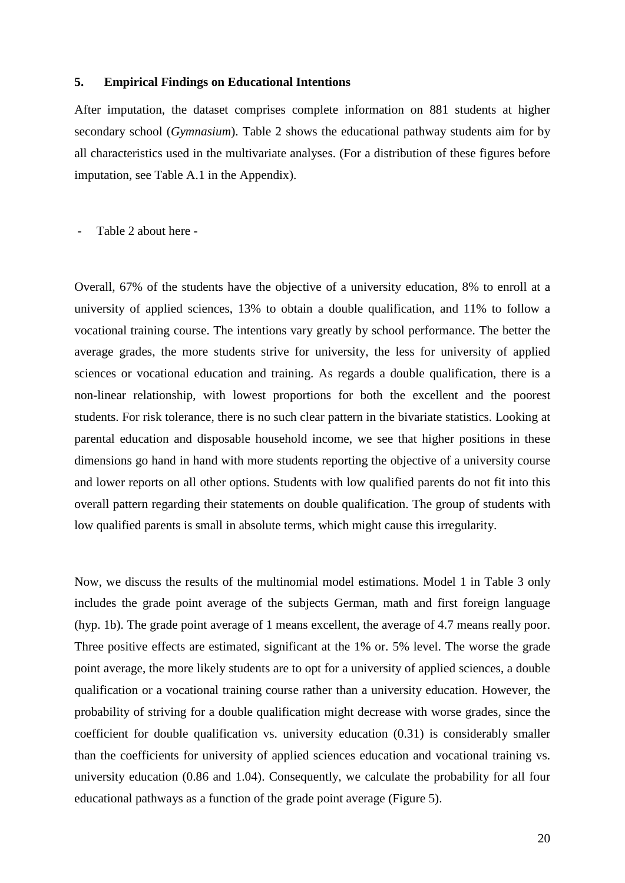## 5. Empirical Findings on Educational Intentions

After imputation, the dataset comprises complete information on 881 students at higher secondary school (*Gymnasium*). Table 2 shows the educational pathway students aim for by all characteristics used in the multivariate analyses. (For a distribution of these figures before imputation, see Table A.1 in the Appendix).

- Table 2 about here -

Overall, 67% of the students have the objective of a university education, 8% to enroll at a university of applied sciences, 13% to obtain a double qualification, and 11% to follow a vocational training course. The intentions vary greatly by school performance. The better the average grades, the more students strive for university, the less for university of applied sciences or vocational education and training. As regards a double qualification, there is a non-linear relationship, with lowest proportions for both the excellent and the poorest students. For risk tolerance, there is no such clear pattern in the bivariate statistics. Looking at parental education and disposable household income, we see that higher positions in these dimensions go hand in hand with more students reporting the objective of a university course and lower reports on all other options. Students with low qualified parents do not fit into this overall pattern regarding their statements on double qualification. The group of students with low qualified parents is small in absolute terms, which might cause this irregularity.

Now, we discuss the results of the multinomial model estimations. Model 1 in Table 3 only includes the grade point average of the subjects German, math and first foreign language (hyp. 1b). The grade point average of 1 means excellent, the average of 4.7 means really poor. Three positive effects are estimated, significant at the 1% or. 5% level. The worse the grade point average, the more likely students are to opt for a university of applied sciences, a double qualification or a vocational training course rather than a university education. However, the probability of striving for a double qualification might decrease with worse grades, since the coefficient for double qualification vs. university education (0.31) is considerably smaller than the coefficients for university of applied sciences education and vocational training vs. university education (0.86 and 1.04). Consequently, we calculate the probability for all four educational pathways as a function of the grade point average (Figure 5).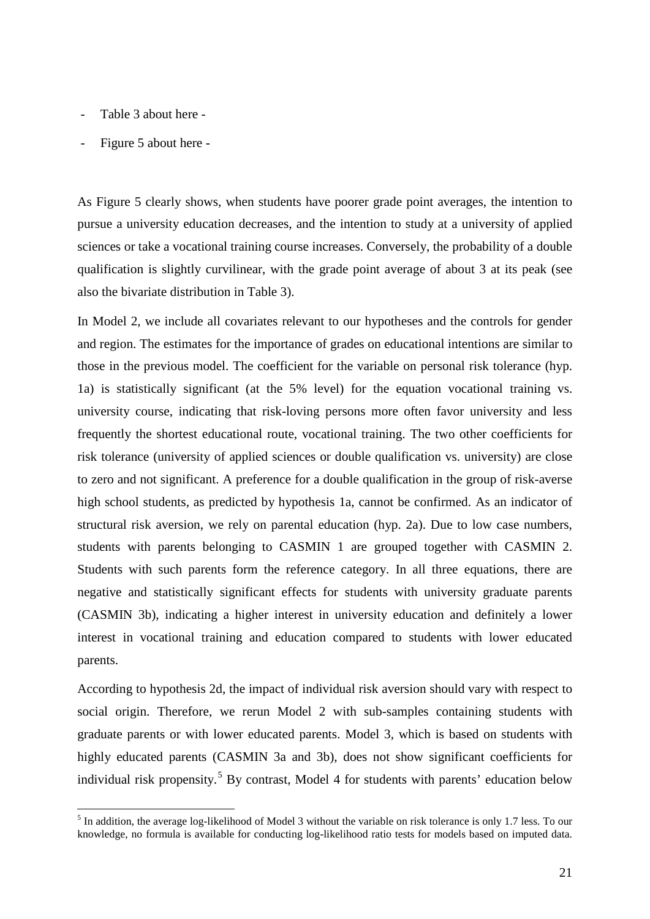- Table 3 about here -
- Figure 5 about here -

As Figure 5 clearly shows, when students have poorer grade point averages, the intention to pursue a university education decreases, and the intention to study at a university of applied sciences or take a vocational training course increases. Conversely, the probability of a double qualification is slightly curvilinear, with the grade point average of about 3 at its peak (see also the bivariate distribution in Table 3).

In Model 2, we include all covariates relevant to our hypotheses and the controls for gender and region. The estimates for the importance of grades on educational intentions are similar to those in the previous model. The coefficient for the variable on personal risk tolerance (hyp. 1a) is statistically significant (at the 5% level) for the equation vocational training vs. university course, indicating that risk-loving persons more often favor university and less frequently the shortest educational route, vocational training. The two other coefficients for risk tolerance (university of applied sciences or double qualification vs. university) are close to zero and not significant. A preference for a double qualification in the group of risk-averse high school students, as predicted by hypothesis 1a, cannot be confirmed. As an indicator of structural risk aversion, we rely on parental education (hyp. 2a). Due to low case numbers, students with parents belonging to CASMIN 1 are grouped together with CASMIN 2. Students with such parents form the reference category. In all three equations, there are negative and statistically significant effects for students with university graduate parents (CASMIN 3b), indicating a higher interest in university education and definitely a lower interest in vocational training and education compared to students with lower educated parents.

According to hypothesis 2d, the impact of individual risk aversion should vary with respect to social origin. Therefore, we rerun Model 2 with sub-samples containing students with graduate parents or with lower educated parents. Model 3, which is based on students with highly educated parents (CASMIN 3a and 3b), does not show significant coefficients for individual risk propensity.[5] By contrast, Model 4 for students with parents' education below

[5] In addition, the average log-likelihood of Model 3 without the variable on risk tolerance is only 1.7 less. To our knowledge, no formula is available for conducting log-likelihood ratio tests for models based on imputed data.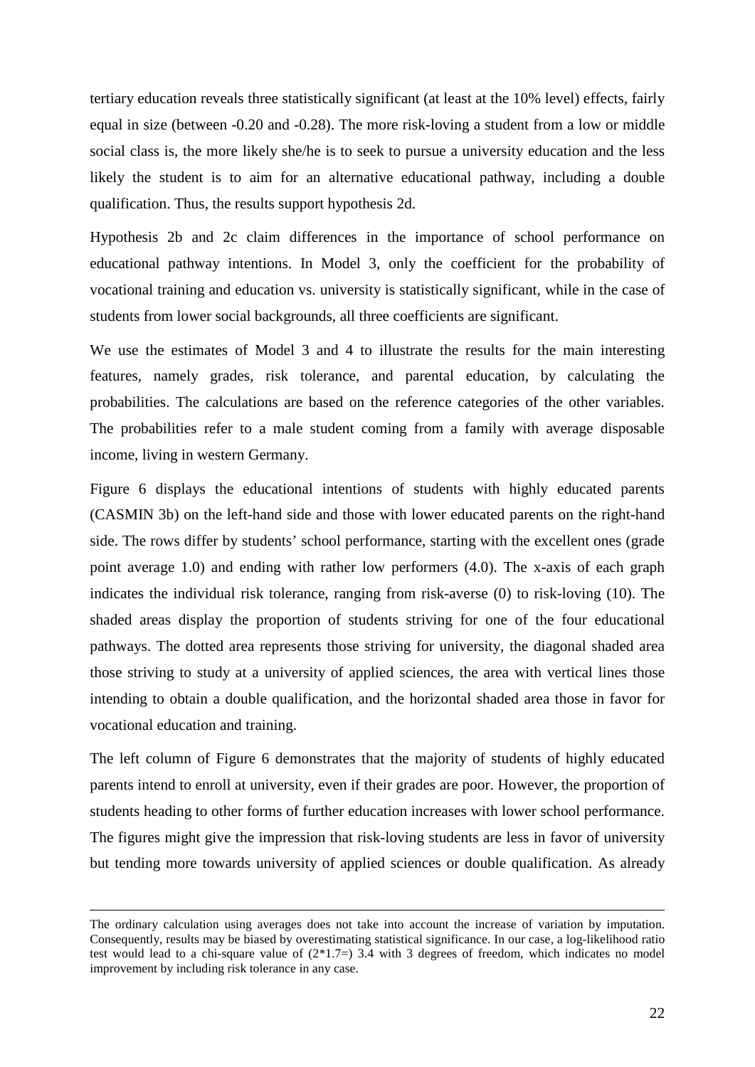tertiary education reveals three statistically significant (at least at the 10% level) effects, fairly equal in size (between -0.20 and -0.28). The more risk-loving a student from a low or middle social class is, the more likely she/he is to seek to pursue a university education and the less likely the student is to aim for an alternative educational pathway, including a double qualification. Thus, the results support hypothesis 2d.

Hypothesis 2b and 2c claim differences in the importance of school performance on educational pathway intentions. In Model 3, only the coefficient for the probability of vocational training and education vs. university is statistically significant, while in the case of students from lower social backgrounds, all three coefficients are significant.

We use the estimates of Model 3 and 4 to illustrate the results for the main interesting features, namely grades, risk tolerance, and parental education, by calculating the probabilities. The calculations are based on the reference categories of the other variables. The probabilities refer to a male student coming from a family with average disposable income, living in western Germany.

Figure 6 displays the educational intentions of students with highly educated parents (CASMIN 3b) on the left-hand side and those with lower educated parents on the right-hand side. The rows differ by students' school performance, starting with the excellent ones (grade point average 1.0) and ending with rather low performers (4.0). The x-axis of each graph indicates the individual risk tolerance, ranging from risk-averse (0) to risk-loving (10). The shaded areas display the proportion of students striving for one of the four educational pathways. The dotted area represents those striving for university, the diagonal shaded area those striving to study at a university of applied sciences, the area with vertical lines those intending to obtain a double qualification, and the horizontal shaded area those in favor for vocational education and training.

The left column of Figure 6 demonstrates that the majority of students of highly educated parents intend to enroll at university, even if their grades are poor. However, the proportion of students heading to other forms of further education increases with lower school performance. The figures might give the impression that risk-loving students are less in favor of university but tending more towards university of applied sciences or double qualification. As already

---

The ordinary calculation using averages does not take into account the increase of variation by imputation. Consequently, results may be biased by overestimating statistical significance. In our case, a log-likelihood ratio test would lead to a chi-square value of (2*1.7=) 3.4 with 3 degrees of freedom, which indicates no model improvement by including risk tolerance in any case.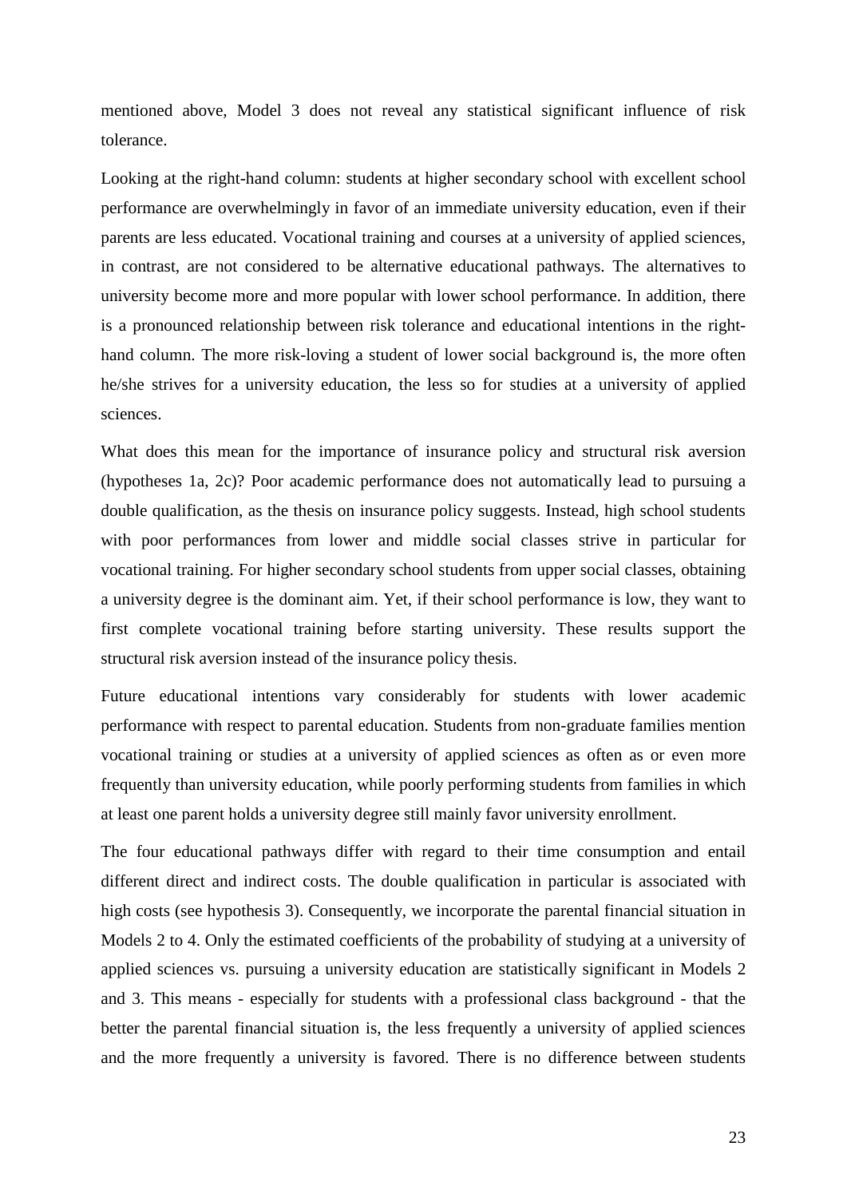mentioned above, Model 3 does not reveal any statistical significant influence of risk tolerance.

Looking at the right-hand column: students at higher secondary school with excellent school performance are overwhelmingly in favor of an immediate university education, even if their parents are less educated. Vocational training and courses at a university of applied sciences, in contrast, are not considered to be alternative educational pathways. The alternatives to university become more and more popular with lower school performance. In addition, there is a pronounced relationship between risk tolerance and educational intentions in the right-hand column. The more risk-loving a student of lower social background is, the more often he/she strives for a university education, the less so for studies at a university of applied sciences.

What does this mean for the importance of insurance policy and structural risk aversion (hypotheses 1a, 2c)? Poor academic performance does not automatically lead to pursuing a double qualification, as the thesis on insurance policy suggests. Instead, high school students with poor performances from lower and middle social classes strive in particular for vocational training. For higher secondary school students from upper social classes, obtaining a university degree is the dominant aim. Yet, if their school performance is low, they want to first complete vocational training before starting university. These results support the structural risk aversion instead of the insurance policy thesis.

Future educational intentions vary considerably for students with lower academic performance with respect to parental education. Students from non-graduate families mention vocational training or studies at a university of applied sciences as often as or even more frequently than university education, while poorly performing students from families in which at least one parent holds a university degree still mainly favor university enrollment.

The four educational pathways differ with regard to their time consumption and entail different direct and indirect costs. The double qualification in particular is associated with high costs (see hypothesis 3). Consequently, we incorporate the parental financial situation in Models 2 to 4. Only the estimated coefficients of the probability of studying at a university of applied sciences vs. pursuing a university education are statistically significant in Models 2 and 3. This means - especially for students with a professional class background - that the better the parental financial situation is, the less frequently a university of applied sciences and the more frequently a university is favored. There is no difference between students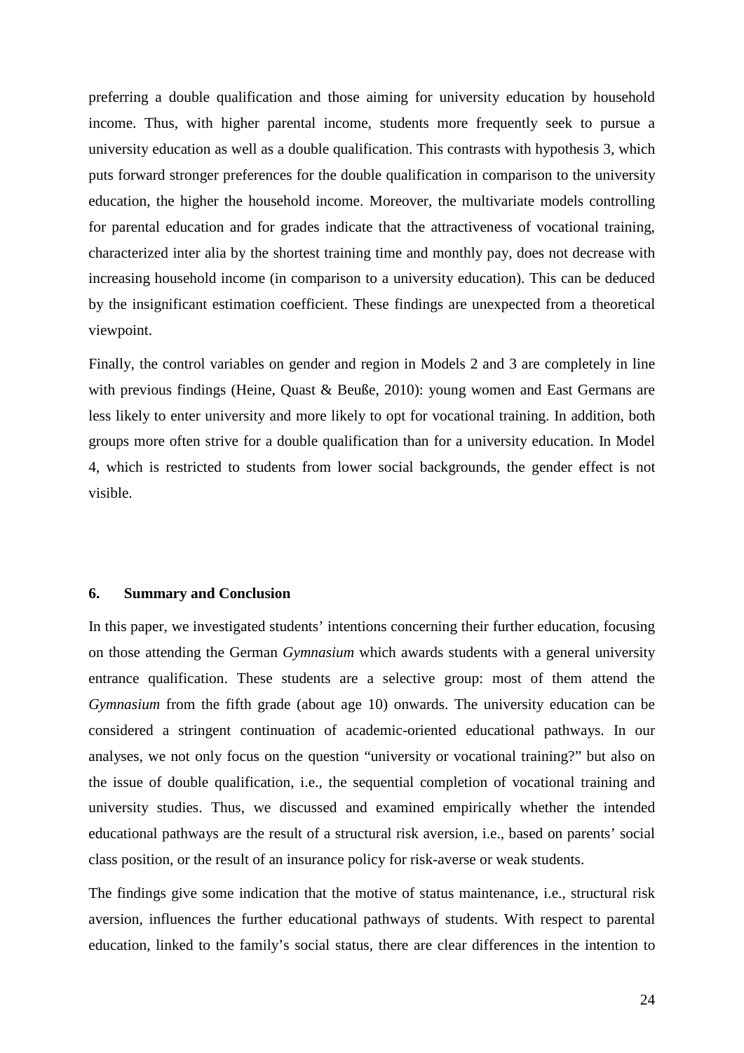preferring a double qualification and those aiming for university education by household income. Thus, with higher parental income, students more frequently seek to pursue a university education as well as a double qualification. This contrasts with hypothesis 3, which puts forward stronger preferences for the double qualification in comparison to the university education, the higher the household income. Moreover, the multivariate models controlling for parental education and for grades indicate that the attractiveness of vocational training, characterized inter alia by the shortest training time and monthly pay, does not decrease with increasing household income (in comparison to a university education). This can be deduced by the insignificant estimation coefficient. These findings are unexpected from a theoretical viewpoint.

Finally, the control variables on gender and region in Models 2 and 3 are completely in line with previous findings (Heine, Quast & Beuße, 2010): young women and East Germans are less likely to enter university and more likely to opt for vocational training. In addition, both groups more often strive for a double qualification than for a university education. In Model 4, which is restricted to students from lower social backgrounds, the gender effect is not visible.

## 6. Summary and Conclusion

In this paper, we investigated students' intentions concerning their further education, focusing on those attending the German *Gymnasium* which awards students with a general university entrance qualification. These students are a selective group: most of them attend the *Gymnasium* from the fifth grade (about age 10) onwards. The university education can be considered a stringent continuation of academic-oriented educational pathways. In our analyses, we not only focus on the question "university or vocational training?" but also on the issue of double qualification, i.e., the sequential completion of vocational training and university studies. Thus, we discussed and examined empirically whether the intended educational pathways are the result of a structural risk aversion, i.e., based on parents' social class position, or the result of an insurance policy for risk-averse or weak students.

The findings give some indication that the motive of status maintenance, i.e., structural risk aversion, influences the further educational pathways of students. With respect to parental education, linked to the family's social status, there are clear differences in the intention to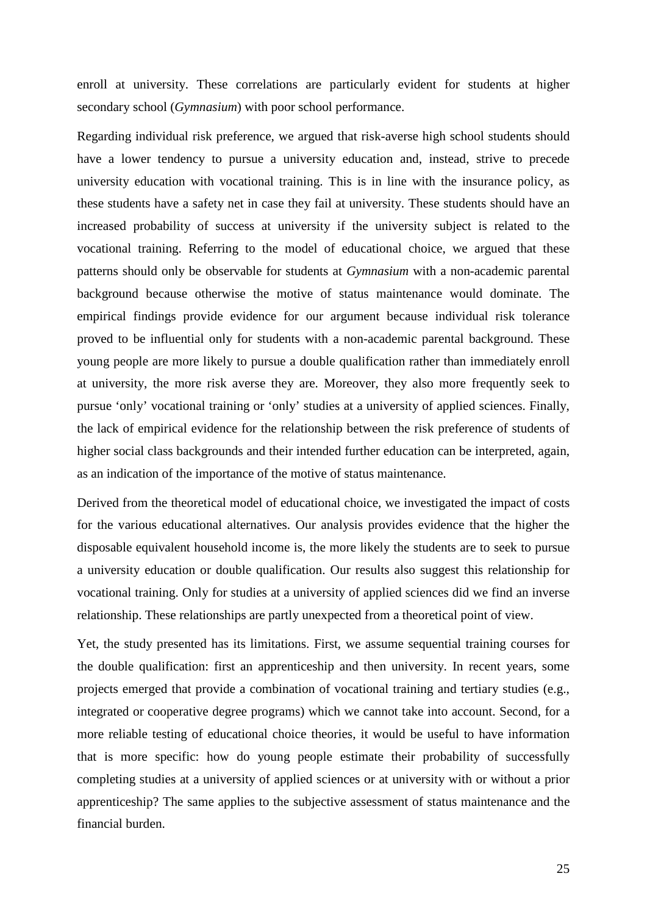enroll at university. These correlations are particularly evident for students at higher secondary school (*Gymnasium*) with poor school performance.

Regarding individual risk preference, we argued that risk-averse high school students should have a lower tendency to pursue a university education and, instead, strive to precede university education with vocational training. This is in line with the insurance policy, as these students have a safety net in case they fail at university. These students should have an increased probability of success at university if the university subject is related to the vocational training. Referring to the model of educational choice, we argued that these patterns should only be observable for students at *Gymnasium* with a non-academic parental background because otherwise the motive of status maintenance would dominate. The empirical findings provide evidence for our argument because individual risk tolerance proved to be influential only for students with a non-academic parental background. These young people are more likely to pursue a double qualification rather than immediately enroll at university, the more risk averse they are. Moreover, they also more frequently seek to pursue 'only' vocational training or 'only' studies at a university of applied sciences. Finally, the lack of empirical evidence for the relationship between the risk preference of students of higher social class backgrounds and their intended further education can be interpreted, again, as an indication of the importance of the motive of status maintenance.

Derived from the theoretical model of educational choice, we investigated the impact of costs for the various educational alternatives. Our analysis provides evidence that the higher the disposable equivalent household income is, the more likely the students are to seek to pursue a university education or double qualification. Our results also suggest this relationship for vocational training. Only for studies at a university of applied sciences did we find an inverse relationship. These relationships are partly unexpected from a theoretical point of view.

Yet, the study presented has its limitations. First, we assume sequential training courses for the double qualification: first an apprenticeship and then university. In recent years, some projects emerged that provide a combination of vocational training and tertiary studies (e.g., integrated or cooperative degree programs) which we cannot take into account. Second, for a more reliable testing of educational choice theories, it would be useful to have information that is more specific: how do young people estimate their probability of successfully completing studies at a university of applied sciences or at university with or without a prior apprenticeship? The same applies to the subjective assessment of status maintenance and the financial burden.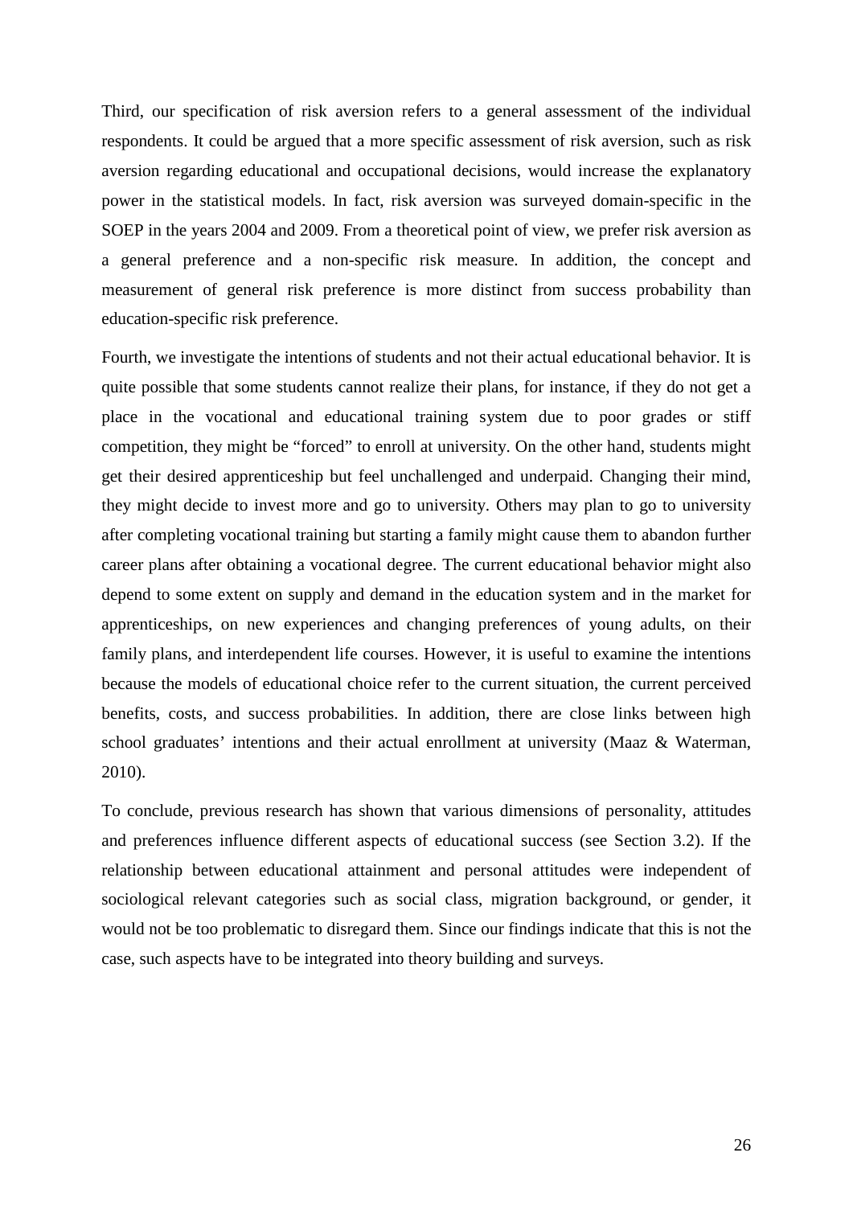Third, our specification of risk aversion refers to a general assessment of the individual respondents. It could be argued that a more specific assessment of risk aversion, such as risk aversion regarding educational and occupational decisions, would increase the explanatory power in the statistical models. In fact, risk aversion was surveyed domain-specific in the SOEP in the years 2004 and 2009. From a theoretical point of view, we prefer risk aversion as a general preference and a non-specific risk measure. In addition, the concept and measurement of general risk preference is more distinct from success probability than education-specific risk preference.

Fourth, we investigate the intentions of students and not their actual educational behavior. It is quite possible that some students cannot realize their plans, for instance, if they do not get a place in the vocational and educational training system due to poor grades or stiff competition, they might be "forced" to enroll at university. On the other hand, students might get their desired apprenticeship but feel unchallenged and underpaid. Changing their mind, they might decide to invest more and go to university. Others may plan to go to university after completing vocational training but starting a family might cause them to abandon further career plans after obtaining a vocational degree. The current educational behavior might also depend to some extent on supply and demand in the education system and in the market for apprenticeships, on new experiences and changing preferences of young adults, on their family plans, and interdependent life courses. However, it is useful to examine the intentions because the models of educational choice refer to the current situation, the current perceived benefits, costs, and success probabilities. In addition, there are close links between high school graduates' intentions and their actual enrollment at university (Maaz & Waterman, 2010).

To conclude, previous research has shown that various dimensions of personality, attitudes and preferences influence different aspects of educational success (see Section 3.2). If the relationship between educational attainment and personal attitudes were independent of sociological relevant categories such as social class, migration background, or gender, it would not be too problematic to disregard them. Since our findings indicate that this is not the case, such aspects have to be integrated into theory building and surveys.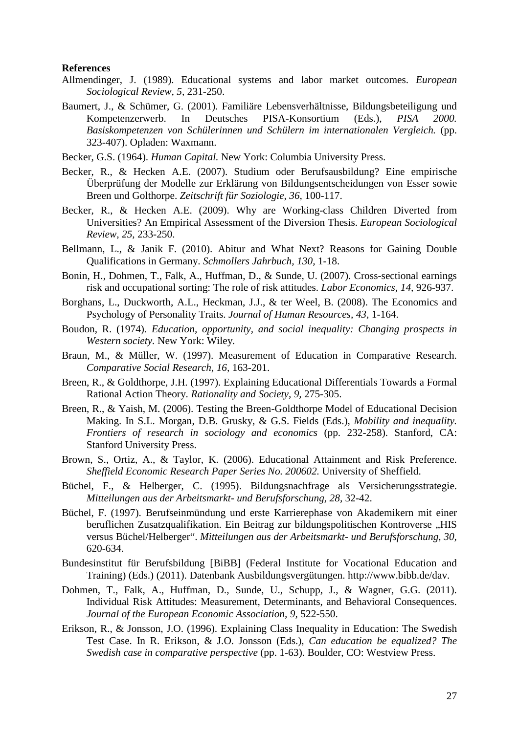**References**

Allmendinger, J. (1989). Educational systems and labor market outcomes. *European Sociological Review, 5,* 231-250.

Baumert, J., & Schümer, G. (2001). Familiäre Lebensverhältnisse, Bildungsbeteiligung und Kompetenzerwerb. In Deutsches PISA-Konsortium (Eds.), *PISA 2000. Basiskompetenzen von Schülerinnen und Schülern im internationalen Vergleich.* (pp. 323-407). Opladen: Waxmann.

Becker, G.S. (1964). *Human Capital.* New York: Columbia University Press.

Becker, R., & Hecken A.E. (2007). Studium oder Berufsausbildung? Eine empirische Überprüfung der Modelle zur Erklärung von Bildungsentscheidungen von Esser sowie Breen und Golthorpe. *Zeitschrift für Soziologie, 36,* 100-117.

Becker, R., & Hecken A.E. (2009). Why are Working-class Children Diverted from Universities? An Empirical Assessment of the Diversion Thesis. *European Sociological Review, 25,* 233-250.

Bellmann, L., & Janik F. (2010). Abitur and What Next? Reasons for Gaining Double Qualifications in Germany. *Schmollers Jahrbuch, 130,* 1-18.

Bonin, H., Dohmen, T., Falk, A., Huffman, D., & Sunde, U. (2007). Cross-sectional earnings risk and occupational sorting: The role of risk attitudes. *Labor Economics, 14,* 926-937.

Borghans, L., Duckworth, A.L., Heckman, J.J., & ter Weel, B. (2008). The Economics and Psychology of Personality Traits. *Journal of Human Resources, 43,* 1-164.

Boudon, R. (1974). *Education, opportunity, and social inequality: Changing prospects in Western society.* New York: Wiley.

Braun, M., & Müller, W. (1997). Measurement of Education in Comparative Research. *Comparative Social Research, 16,* 163-201.

Breen, R., & Goldthorpe, J.H. (1997). Explaining Educational Differentials Towards a Formal Rational Action Theory. *Rationality and Society, 9,* 275-305.

Breen, R., & Yaish, M. (2006). Testing the Breen-Goldthorpe Model of Educational Decision Making. In S.L. Morgan, D.B. Grusky, & G.S. Fields (Eds.), *Mobility and inequality. Frontiers of research in sociology and economics* (pp. 232-258). Stanford, CA: Stanford University Press.

Brown, S., Ortiz, A., & Taylor, K. (2006). Educational Attainment and Risk Preference. *Sheffield Economic Research Paper Series No. 200602.* University of Sheffield.

Büchel, F., & Helberger, C. (1995). Bildungsnachfrage als Versicherungsstrategie. *Mitteilungen aus der Arbeitsmarkt- und Berufsforschung, 28,* 32-42.

Büchel, F. (1997). Berufseinmündung und erste Karrierephase von Akademikern mit einer beruflichen Zusatzqualifikation. Ein Beitrag zur bildungspolitischen Kontroverse „HIS versus Büchel/Helberger". *Mitteilungen aus der Arbeitsmarkt- und Berufsforschung, 30,* 620-634.

Bundesinstitut für Berufsbildung [BiBB] (Federal Institute for Vocational Education and Training) (Eds.) (2011). Datenbank Ausbildungsvergütungen. http://www.bibb.de/dav.

Dohmen, T., Falk, A., Huffman, D., Sunde, U., Schupp, J., & Wagner, G.G. (2011). Individual Risk Attitudes: Measurement, Determinants, and Behavioral Consequences. *Journal of the European Economic Association, 9,* 522-550.

Erikson, R., & Jonsson, J.O. (1996). Explaining Class Inequality in Education: The Swedish Test Case. In R. Erikson, & J.O. Jonsson (Eds.), *Can education be equalized? The Swedish case in comparative perspective* (pp. 1-63). Boulder, CO: Westview Press.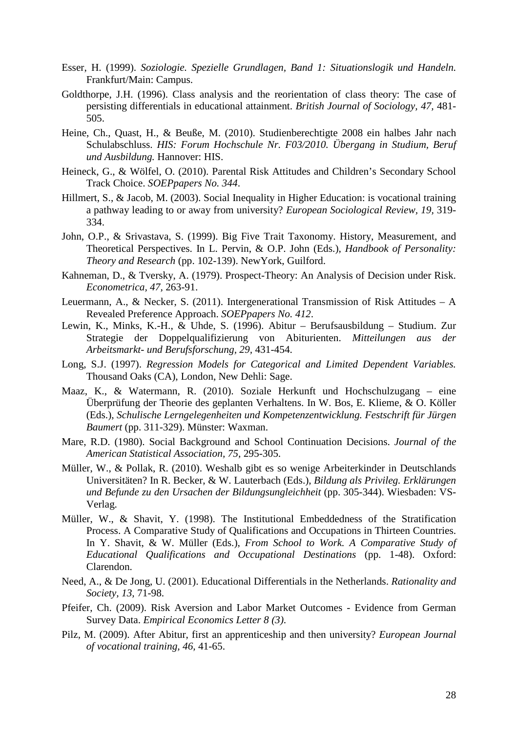Esser, H. (1999). *Soziologie. Spezielle Grundlagen, Band 1: Situationslogik und Handeln.* Frankfurt/Main: Campus.

Goldthorpe, J.H. (1996). Class analysis and the reorientation of class theory: The case of persisting differentials in educational attainment. *British Journal of Sociology, 47,* 481-505.

Heine, Ch., Quast, H., & Beuße, M. (2010). Studienberechtigte 2008 ein halbes Jahr nach Schulabschluss. *HIS: Forum Hochschule Nr. F03/2010. Übergang in Studium, Beruf und Ausbildung.* Hannover: HIS.

Heineck, G., & Wölfel, O. (2010). Parental Risk Attitudes and Children's Secondary School Track Choice. *SOEPpapers No. 344*.

Hillmert, S., & Jacob, M. (2003). Social Inequality in Higher Education: is vocational training a pathway leading to or away from university? *European Sociological Review, 19,* 319-334.

John, O.P., & Srivastava, S. (1999). Big Five Trait Taxonomy. History, Measurement, and Theoretical Perspectives. In L. Pervin, & O.P. John (Eds.), *Handbook of Personality: Theory and Research* (pp. 102-139). NewYork, Guilford.

Kahneman, D., & Tversky, A. (1979). Prospect-Theory: An Analysis of Decision under Risk. *Econometrica, 47,* 263-91.

Leuermann, A., & Necker, S. (2011). Intergenerational Transmission of Risk Attitudes – A Revealed Preference Approach. *SOEPpapers No. 412*.

Lewin, K., Minks, K.-H., & Uhde, S. (1996). Abitur – Berufsausbildung – Studium. Zur Strategie der Doppelqualifizierung von Abiturienten. *Mitteilungen aus der Arbeitsmarkt- und Berufsforschung, 29,* 431-454.

Long, S.J. (1997). *Regression Models for Categorical and Limited Dependent Variables.* Thousand Oaks (CA), London, New Dehli: Sage.

Maaz, K., & Watermann, R. (2010). Soziale Herkunft und Hochschulzugang – eine Überprüfung der Theorie des geplanten Verhaltens. In W. Bos, E. Klieme, & O. Köller (Eds.), *Schulische Lerngelegenheiten und Kompetenzentwicklung. Festschrift für Jürgen Baumert* (pp. 311-329). Münster: Waxman.

Mare, R.D. (1980). Social Background and School Continuation Decisions. *Journal of the American Statistical Association, 75,* 295-305.

Müller, W., & Pollak, R. (2010). Weshalb gibt es so wenige Arbeiterkinder in Deutschlands Universitäten? In R. Becker, & W. Lauterbach (Eds.), *Bildung als Privileg. Erklärungen und Befunde zu den Ursachen der Bildungsungleichheit* (pp. 305-344). Wiesbaden: VS-Verlag.

Müller, W., & Shavit, Y. (1998). The Institutional Embeddedness of the Stratification Process. A Comparative Study of Qualifications and Occupations in Thirteen Countries. In Y. Shavit, & W. Müller (Eds.), *From School to Work. A Comparative Study of Educational Qualifications and Occupational Destinations* (pp. 1-48). Oxford: Clarendon.

Need, A., & De Jong, U. (2001). Educational Differentials in the Netherlands. *Rationality and Society, 13,* 71-98.

Pfeifer, Ch. (2009). Risk Aversion and Labor Market Outcomes - Evidence from German Survey Data. *Empirical Economics Letter 8 (3)*.

Pilz, M. (2009). After Abitur, first an apprenticeship and then university? *European Journal of vocational training, 46,* 41-65.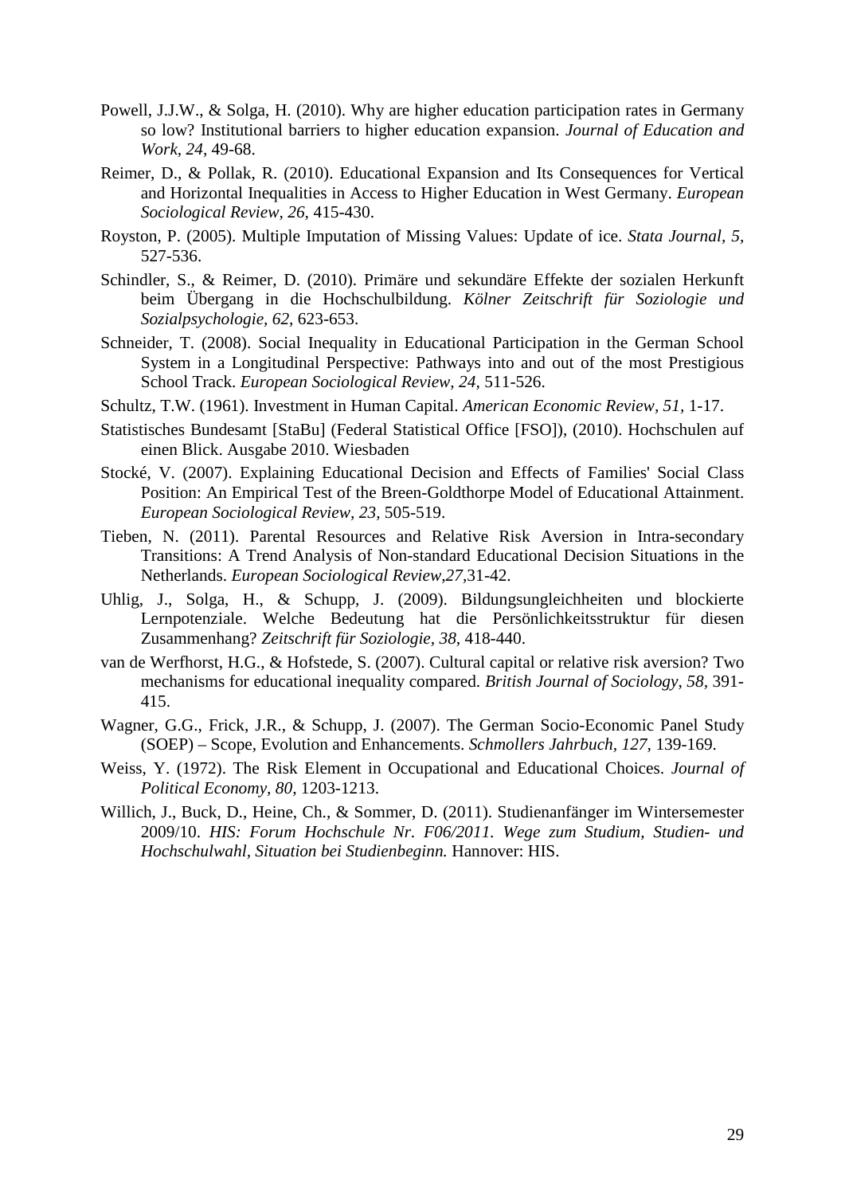Powell, J.J.W., & Solga, H. (2010). Why are higher education participation rates in Germany so low? Institutional barriers to higher education expansion. *Journal of Education and Work*, *24*, 49-68.

Reimer, D., & Pollak, R. (2010). Educational Expansion and Its Consequences for Vertical and Horizontal Inequalities in Access to Higher Education in West Germany. *European Sociological Review*, *26*, 415-430.

Royston, P. (2005). Multiple Imputation of Missing Values: Update of ice. *Stata Journal*, *5*, 527-536.

Schindler, S., & Reimer, D. (2010). Primäre und sekundäre Effekte der sozialen Herkunft beim Übergang in die Hochschulbildung. *Kölner Zeitschrift für Soziologie und Sozialpsychologie*, *62*, 623-653.

Schneider, T. (2008). Social Inequality in Educational Participation in the German School System in a Longitudinal Perspective: Pathways into and out of the most Prestigious School Track. *European Sociological Review*, *24*, 511-526.

Schultz, T.W. (1961). Investment in Human Capital. *American Economic Review*, *51*, 1-17.

Statistisches Bundesamt [StaBu] (Federal Statistical Office [FSO]), (2010). Hochschulen auf einen Blick. Ausgabe 2010. Wiesbaden

Stocké, V. (2007). Explaining Educational Decision and Effects of Families' Social Class Position: An Empirical Test of the Breen-Goldthorpe Model of Educational Attainment. *European Sociological Review*, *23*, 505-519.

Tieben, N. (2011). Parental Resources and Relative Risk Aversion in Intra-secondary Transitions: A Trend Analysis of Non-standard Educational Decision Situations in the Netherlands. *European Sociological Review*,*27*,31-42.

Uhlig, J., Solga, H., & Schupp, J. (2009). Bildungsungleichheiten und blockierte Lernpotenziale. Welche Bedeutung hat die Persönlichkeitsstruktur für diesen Zusammenhang? *Zeitschrift für Soziologie*, *38*, 418-440.

van de Werfhorst, H.G., & Hofstede, S. (2007). Cultural capital or relative risk aversion? Two mechanisms for educational inequality compared. *British Journal of Sociology*, *58*, 391-415.

Wagner, G.G., Frick, J.R., & Schupp, J. (2007). The German Socio-Economic Panel Study (SOEP) – Scope, Evolution and Enhancements. *Schmollers Jahrbuch*, *127*, 139-169.

Weiss, Y. (1972). The Risk Element in Occupational and Educational Choices. *Journal of Political Economy*, *80*, 1203-1213.

Willich, J., Buck, D., Heine, Ch., & Sommer, D. (2011). Studienanfänger im Wintersemester 2009/10. *HIS: Forum Hochschule Nr. F06/2011. Wege zum Studium, Studien- und Hochschulwahl, Situation bei Studienbeginn.* Hannover: HIS.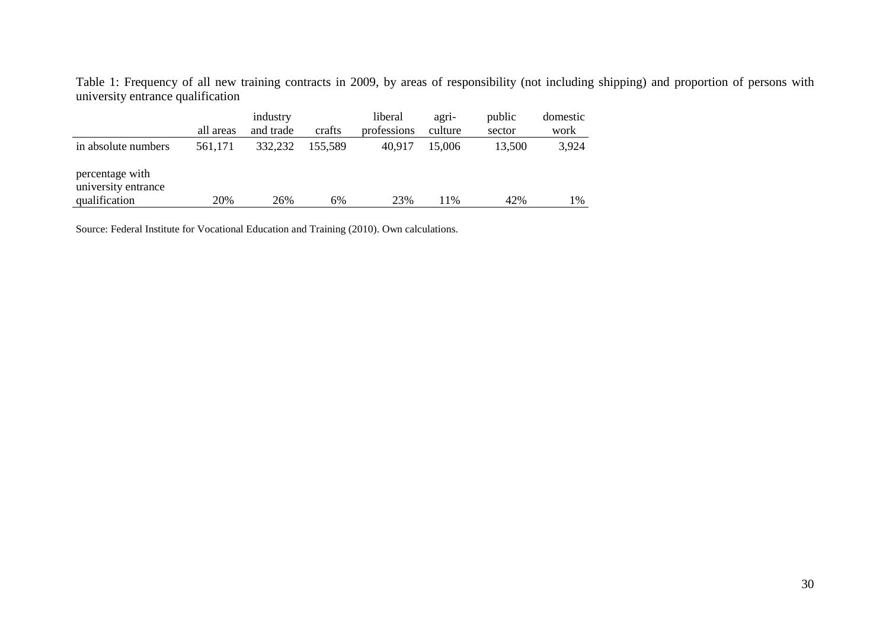Table 1: Frequency of all new training contracts in 2009, by areas of responsibility (not including shipping) and proportion of persons with university entrance qualification

| | all areas | industry and trade | crafts | liberal professions | agri-culture | public sector | domestic work |
|---|---|---|---|---|---|---|---|
| in absolute numbers | 561,171 | 332,232 | 155,589 | 40,917 | 15,006 | 13,500 | 3,924 |
| percentage with university entrance qualification | 20% | 26% | 6% | 23% | 11% | 42% | 1% |

Source: Federal Institute for Vocational Education and Training (2010). Own calculations.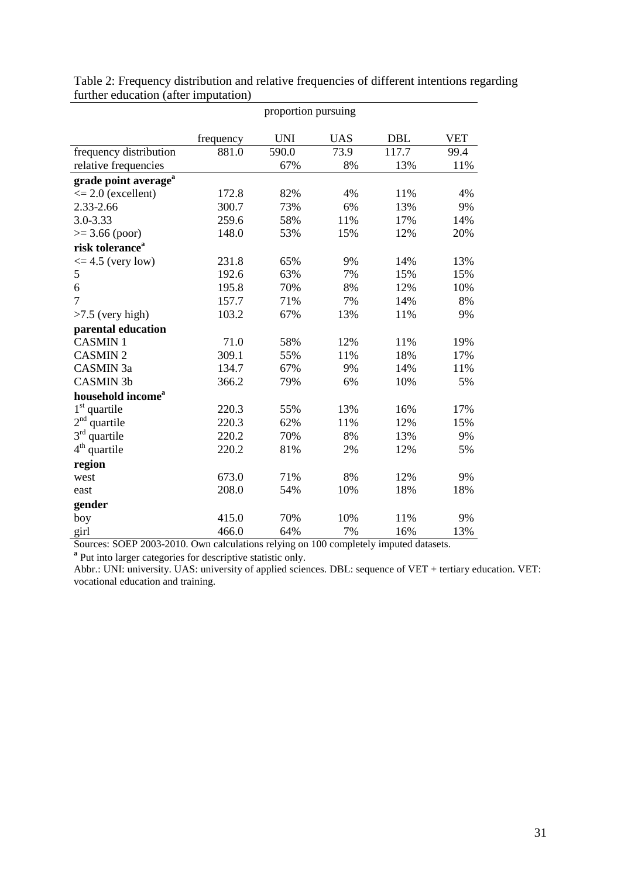Table 2: Frequency distribution and relative frequencies of different intentions regarding further education (after imputation)

| | | proportion pursuing | | | |
|---|---|---|---|---|---|
| | frequency | UNI | UAS | DBL | VET |
| frequency distribution | 881.0 | 590.0 | 73.9 | 117.7 | 99.4 |
| relative frequencies | | 67% | 8% | 13% | 11% |
| **grade point average[a]** | | | | | |
| <= 2.0 (excellent) | 172.8 | 82% | 4% | 11% | 4% |
| 2.33-2.66 | 300.7 | 73% | 6% | 13% | 9% |
| 3.0-3.33 | 259.6 | 58% | 11% | 17% | 14% |
| >= 3.66 (poor) | 148.0 | 53% | 15% | 12% | 20% |
| **risk tolerance[a]** | | | | | |
| <= 4.5 (very low) | 231.8 | 65% | 9% | 14% | 13% |
| 5 | 192.6 | 63% | 7% | 15% | 15% |
| 6 | 195.8 | 70% | 8% | 12% | 10% |
| 7 | 157.7 | 71% | 7% | 14% | 8% |
| >7.5 (very high) | 103.2 | 67% | 13% | 11% | 9% |
| **parental education** | | | | | |
| CASMIN 1 | 71.0 | 58% | 12% | 11% | 19% |
| CASMIN 2 | 309.1 | 55% | 11% | 18% | 17% |
| CASMIN 3a | 134.7 | 67% | 9% | 14% | 11% |
| CASMIN 3b | 366.2 | 79% | 6% | 10% | 5% |
| **household income[a]** | | | | | |
| 1st quartile | 220.3 | 55% | 13% | 16% | 17% |
| 2nd quartile | 220.3 | 62% | 11% | 12% | 15% |
| 3rd quartile | 220.2 | 70% | 8% | 13% | 9% |
| 4th quartile | 220.2 | 81% | 2% | 12% | 5% |
| **region** | | | | | |
| west | 673.0 | 71% | 8% | 12% | 9% |
| east | 208.0 | 54% | 10% | 18% | 18% |
| **gender** | | | | | |
| boy | 415.0 | 70% | 10% | 11% | 9% |
| girl | 466.0 | 64% | 7% | 16% | 13% |

Sources: SOEP 2003-2010. Own calculations relying on 100 completely imputed datasets.

[a] Put into larger categories for descriptive statistic only.

Abbr.: UNI: university. UAS: university of applied sciences. DBL: sequence of VET + tertiary education. VET: vocational education and training.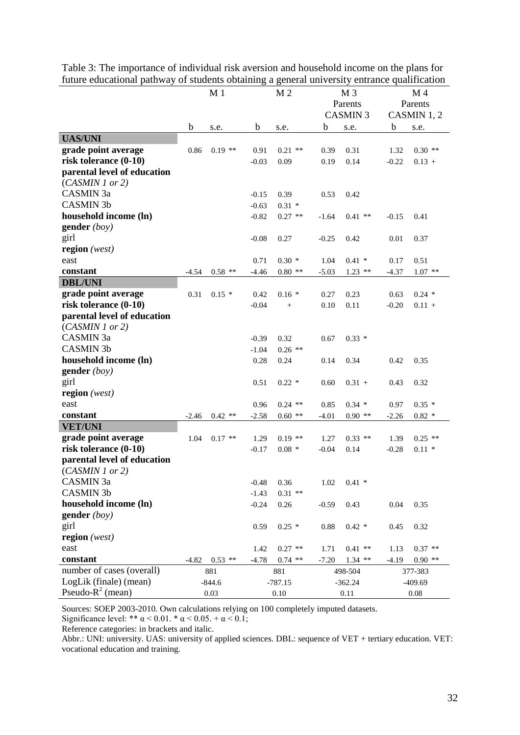Table 3: The importance of individual risk aversion and household income on the plans for future educational pathway of students obtaining a general university entrance qualification

| | M 1 | | M 2 | | M 3 Parents CASMIN 3 | | M 4 Parents CASMIN 1, 2 | |
|---|---|---|---|---|---|---|---|---|
| | b | s.e. | b | s.e. | b | s.e. | b | s.e. |
| **UAS/UNI** | | | | | | | | |
| **grade point average** | 0.86 | 0.19 ** | 0.91 | 0.21 ** | 0.39 | 0.31 | 1.32 | 0.30 ** |
| **risk tolerance (0-10)** | | | -0.03 | 0.09 | 0.19 | 0.14 | -0.22 | 0.13 + |
| **parental level of education** (*CASMIN 1 or 2*) | | | | | | | | |
| CASMIN 3a | | | -0.15 | 0.39 | 0.53 | 0.42 | | |
| CASMIN 3b | | | -0.63 | 0.31 * | | | | |
| **household income (ln)** | | | -0.82 | 0.27 ** | -1.64 | 0.41 ** | -0.15 | 0.41 |
| **gender** (*boy*) | | | | | | | | |
| girl | | | -0.08 | 0.27 | -0.25 | 0.42 | 0.01 | 0.37 |
| **region** (*west*) | | | | | | | | |
| east | | | 0.71 | 0.30 * | 1.04 | 0.41 * | 0.17 | 0.51 |
| **constant** | -4.54 | 0.58 ** | -4.46 | 0.80 ** | -5.03 | 1.23 ** | -4.37 | 1.07 ** |
| **DBL/UNI** | | | | | | | | |
| **grade point average** | 0.31 | 0.15 * | 0.42 | 0.16 * | 0.27 | 0.23 | 0.63 | 0.24 * |
| **risk tolerance (0-10)** | | | -0.04 | + | 0.10 | 0.11 | -0.20 | 0.11 + |
| **parental level of education** (*CASMIN 1 or 2*) | | | | | | | | |
| CASMIN 3a | | | -0.39 | 0.32 | 0.67 | 0.33 * | | |
| CASMIN 3b | | | -1.04 | 0.26 ** | | | | |
| **household income (ln)** | | | 0.28 | 0.24 | 0.14 | 0.34 | 0.42 | 0.35 |
| **gender** (*boy*) | | | | | | | | |
| girl | | | 0.51 | 0.22 * | 0.60 | 0.31 + | 0.43 | 0.32 |
| **region** (*west*) | | | | | | | | |
| east | | | 0.96 | 0.24 ** | 0.85 | 0.34 * | 0.97 | 0.35 * |
| **constant** | -2.46 | 0.42 ** | -2.58 | 0.60 ** | -4.01 | 0.90 ** | -2.26 | 0.82 * |
| **VET/UNI** | | | | | | | | |
| **grade point average** | 1.04 | 0.17 ** | 1.29 | 0.19 ** | 1.27 | 0.33 ** | 1.39 | 0.25 ** |
| **risk tolerance (0-10)** | | | -0.17 | 0.08 * | -0.04 | 0.14 | -0.28 | 0.11 * |
| **parental level of education** (*CASMIN 1 or 2*) | | | | | | | | |
| CASMIN 3a | | | -0.48 | 0.36 | 1.02 | 0.41 * | | |
| CASMIN 3b | | | -1.43 | 0.31 ** | | | | |
| **household income (ln)** | | | -0.24 | 0.26 | -0.59 | 0.43 | 0.04 | 0.35 |
| **gender** (*boy*) | | | | | | | | |
| girl | | | 0.59 | 0.25 * | 0.88 | 0.42 * | 0.45 | 0.32 |
| **region** (*west*) | | | | | | | | |
| east | | | 1.42 | 0.27 ** | 1.71 | 0.41 ** | 1.13 | 0.37 ** |
| **constant** | -4.82 | 0.53 ** | -4.78 | 0.74 ** | -7.20 | 1.34 ** | -4.19 | 0.90 ** |
| number of cases (overall) | 881 | | 881 | | 498-504 | | 377-383 | |
| LogLik (finale) (mean) | -844.6 | | -787.15 | | -362.24 | | -409.69 | |
| Pseudo-$R^2$ (mean) | 0.03 | | 0.10 | | 0.11 | | 0.08 | |

Sources: SOEP 2003-2010. Own calculations relying on 100 completely imputed datasets.

Significance level: ** $\alpha < 0.01$. * $\alpha < 0.05$. + $\alpha < 0.1$;

Reference categories: in brackets and italic.

Abbr.: UNI: university. UAS: university of applied sciences. DBL: sequence of VET + tertiary education. VET: vocational education and training.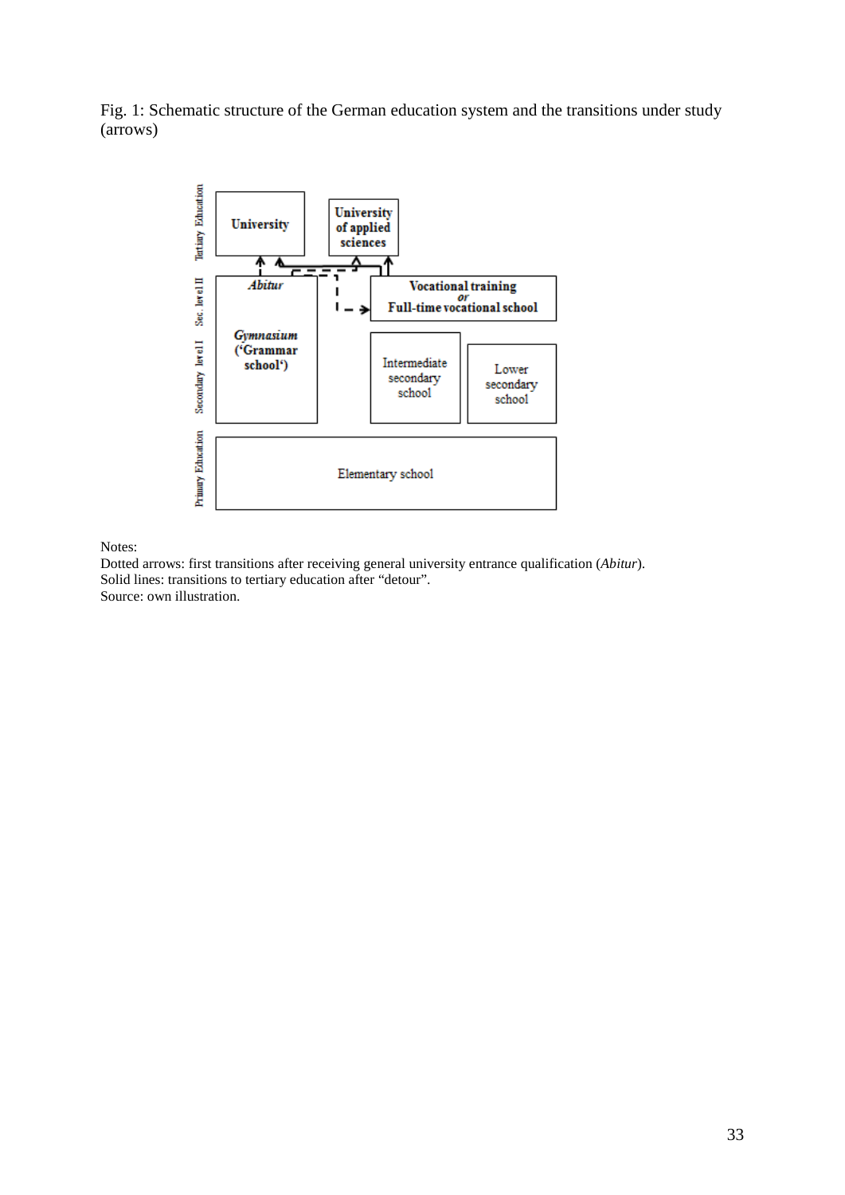Fig. 1: Schematic structure of the German education system and the transitions under study (arrows)

Notes:
Dotted arrows: first transitions after receiving general university entrance qualification (*Abitur*).
Solid lines: transitions to tertiary education after "detour".
Source: own illustration.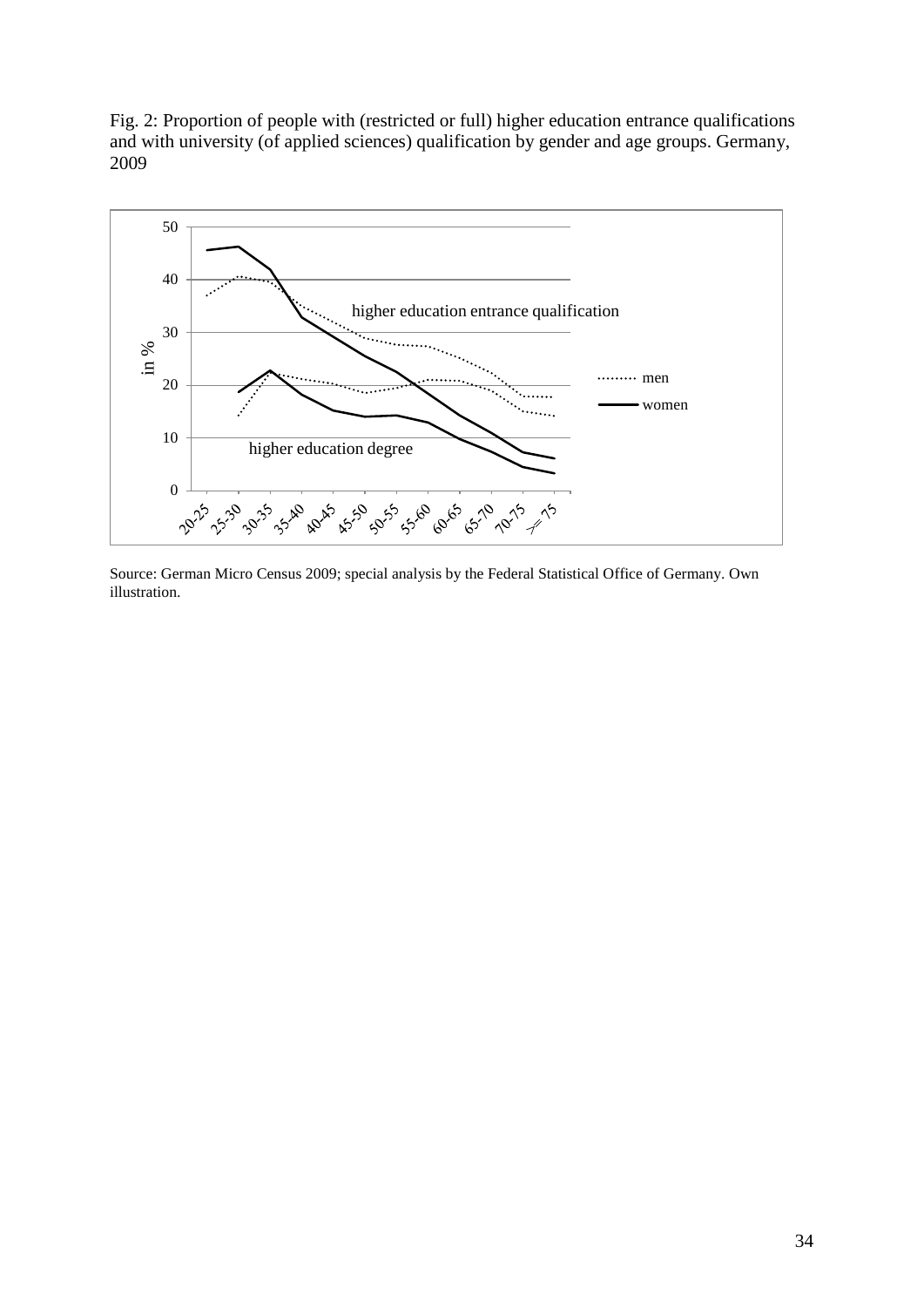Fig. 2: Proportion of people with (restricted or full) higher education entrance qualifications and with university (of applied sciences) qualification by gender and age groups. Germany, 2009

Source: German Micro Census 2009; special analysis by the Federal Statistical Office of Germany. Own illustration.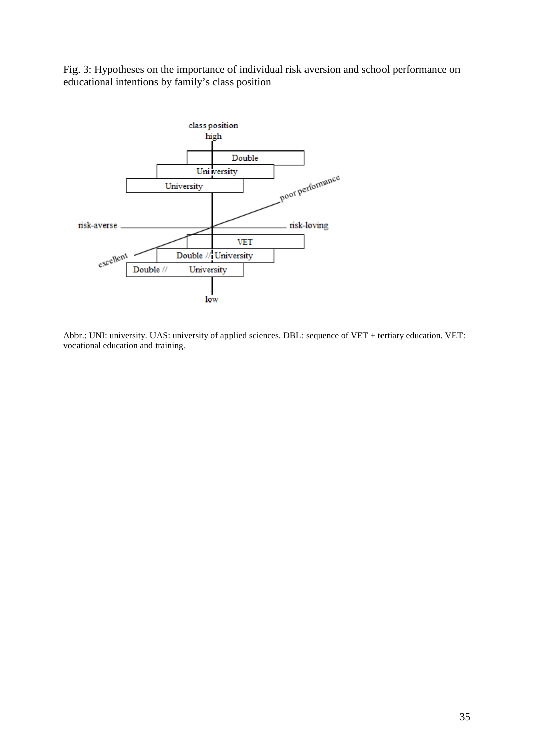Fig. 3: Hypotheses on the importance of individual risk aversion and school performance on educational intentions by family's class position

class position
high

Double

Uni versity

University

poor performance

risk-averse

risk-loving

VET

excellent

Double // University

Double // University

low

Abbr.: UNI: university. UAS: university of applied sciences. DBL: sequence of VET + tertiary education. VET: vocational education and training.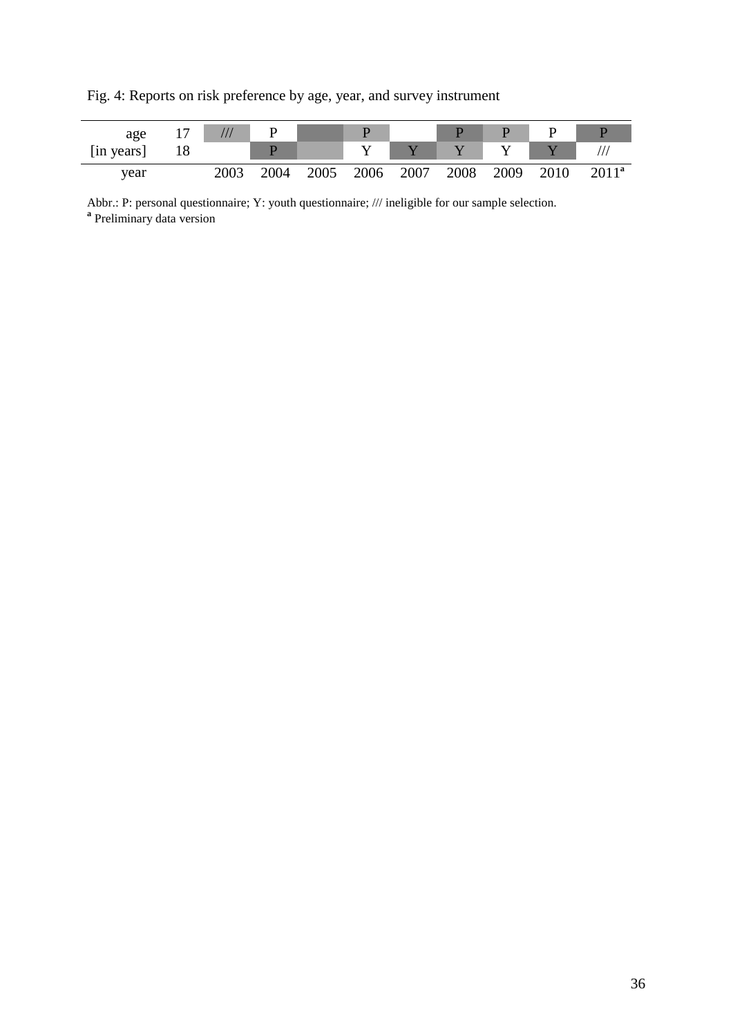Fig. 4: Reports on risk preference by age, year, and survey instrument

| age [in years] | | 2003 | 2004 | 2005 | 2006 | 2007 | 2008 | 2009 | 2010 | 2011[a] |
|---|---|---|---|---|---|---|---|---|---|---|
| | 17 | /// | P | | P | | P | P | P | P |
| | 18 | | P | | Y | Y | Y | Y | Y | /// |
| year | | 2003 | 2004 | 2005 | 2006 | 2007 | 2008 | 2009 | 2010 | 2011[a] |

Abbr.: P: personal questionnaire; Y: youth questionnaire; /// ineligible for our sample selection.
[a] Preliminary data version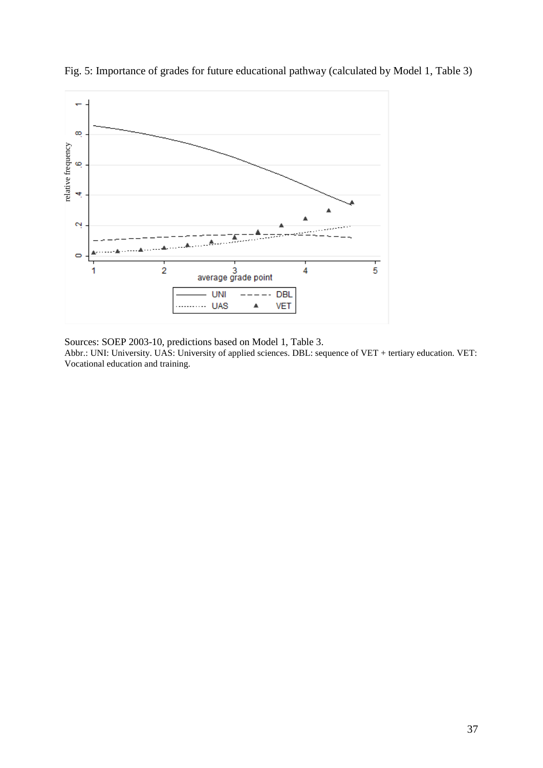Fig. 5: Importance of grades for future educational pathway (calculated by Model 1, Table 3)

Sources: SOEP 2003-10, predictions based on Model 1, Table 3.
Abbr.: UNI: University. UAS: University of applied sciences. DBL: sequence of VET + tertiary education. VET: Vocational education and training.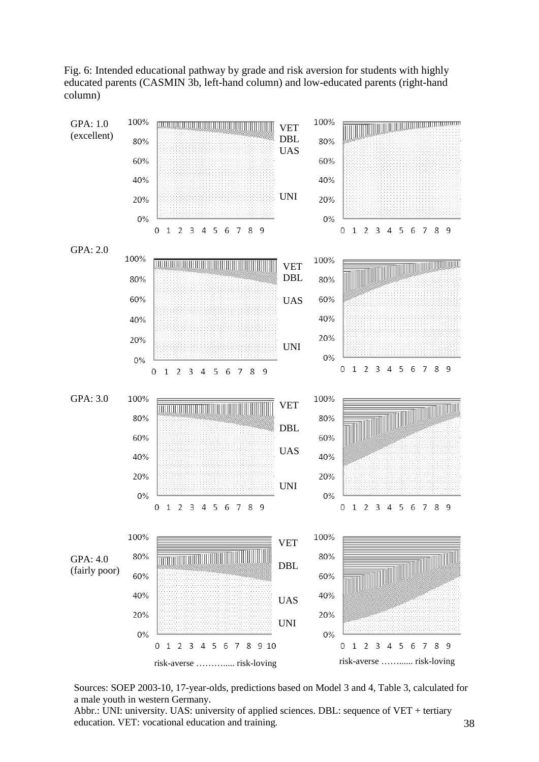Fig. 6: Intended educational pathway by grade and risk aversion for students with highly educated parents (CASMIN 3b, left-hand column) and low-educated parents (right-hand column)

Sources: SOEP 2003-10, 17-year-olds, predictions based on Model 3 and 4, Table 3, calculated for a male youth in western Germany.

Abbr.: UNI: university. UAS: university of applied sciences. DBL: sequence of VET + tertiary education. VET: vocational education and training.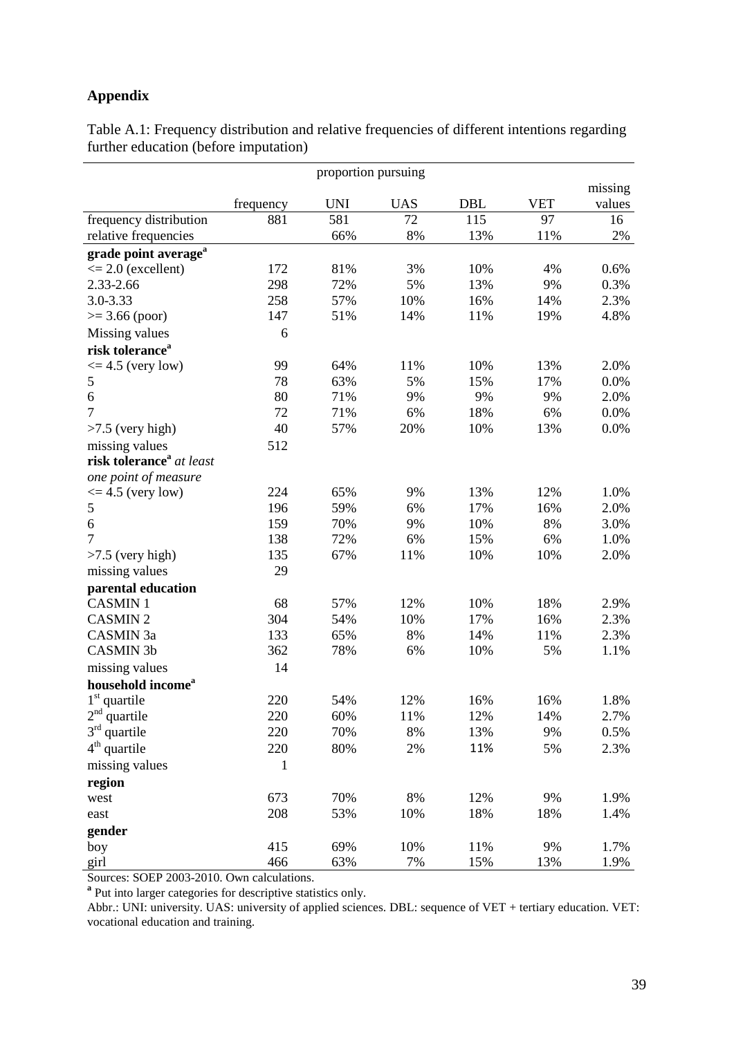## Appendix

Table A.1: Frequency distribution and relative frequencies of different intentions regarding further education (before imputation)

| | | proportion pursuing | | | | |
|---|---|---|---|---|---|---|
| | frequency | UNI | UAS | DBL | VET | missing values |
| frequency distribution | 881 | 581 | 72 | 115 | 97 | 16 |
| relative frequencies | | 66% | 8% | 13% | 11% | 2% |
| **grade point average**[a] | | | | | | |
| <= 2.0 (excellent) | 172 | 81% | 3% | 10% | 4% | 0.6% |
| 2.33-2.66 | 298 | 72% | 5% | 13% | 9% | 0.3% |
| 3.0-3.33 | 258 | 57% | 10% | 16% | 14% | 2.3% |
| >= 3.66 (poor) | 147 | 51% | 14% | 11% | 19% | 4.8% |
| Missing values | 6 | | | | | |
| **risk tolerance**[a] | | | | | | |
| <= 4.5 (very low) | 99 | 64% | 11% | 10% | 13% | 2.0% |
| 5 | 78 | 63% | 5% | 15% | 17% | 0.0% |
| 6 | 80 | 71% | 9% | 9% | 9% | 2.0% |
| 7 | 72 | 71% | 6% | 18% | 6% | 0.0% |
| >7.5 (very high) | 40 | 57% | 20% | 10% | 13% | 0.0% |
| missing values | 512 | | | | | |
| **risk tolerance**[a] *at least one point of measure* | | | | | | |
| <= 4.5 (very low) | 224 | 65% | 9% | 13% | 12% | 1.0% |
| 5 | 196 | 59% | 6% | 17% | 16% | 2.0% |
| 6 | 159 | 70% | 9% | 10% | 8% | 3.0% |
| 7 | 138 | 72% | 6% | 15% | 6% | 1.0% |
| >7.5 (very high) | 135 | 67% | 11% | 10% | 10% | 2.0% |
| missing values | 29 | | | | | |
| **parental education** | | | | | | |
| CASMIN 1 | 68 | 57% | 12% | 10% | 18% | 2.9% |
| CASMIN 2 | 304 | 54% | 10% | 17% | 16% | 2.3% |
| CASMIN 3a | 133 | 65% | 8% | 14% | 11% | 2.3% |
| CASMIN 3b | 362 | 78% | 6% | 10% | 5% | 1.1% |
| missing values | 14 | | | | | |
| **household income**[a] | | | | | | |
| 1st quartile | 220 | 54% | 12% | 16% | 16% | 1.8% |
| 2nd quartile | 220 | 60% | 11% | 12% | 14% | 2.7% |
| 3rd quartile | 220 | 70% | 8% | 13% | 9% | 0.5% |
| 4th quartile | 220 | 80% | 2% | 11% | 5% | 2.3% |
| missing values | 1 | | | | | |
| **region** | | | | | | |
| west | 673 | 70% | 8% | 12% | 9% | 1.9% |
| east | 208 | 53% | 10% | 18% | 18% | 1.4% |
| **gender** | | | | | | |
| boy | 415 | 69% | 10% | 11% | 9% | 1.7% |
| girl | 466 | 63% | 7% | 15% | 13% | 1.9% |

Sources: SOEP 2003-2010. Own calculations.

[a] Put into larger categories for descriptive statistics only.

Abbr.: UNI: university. UAS: university of applied sciences. DBL: sequence of VET + tertiary education. VET: vocational education and training.